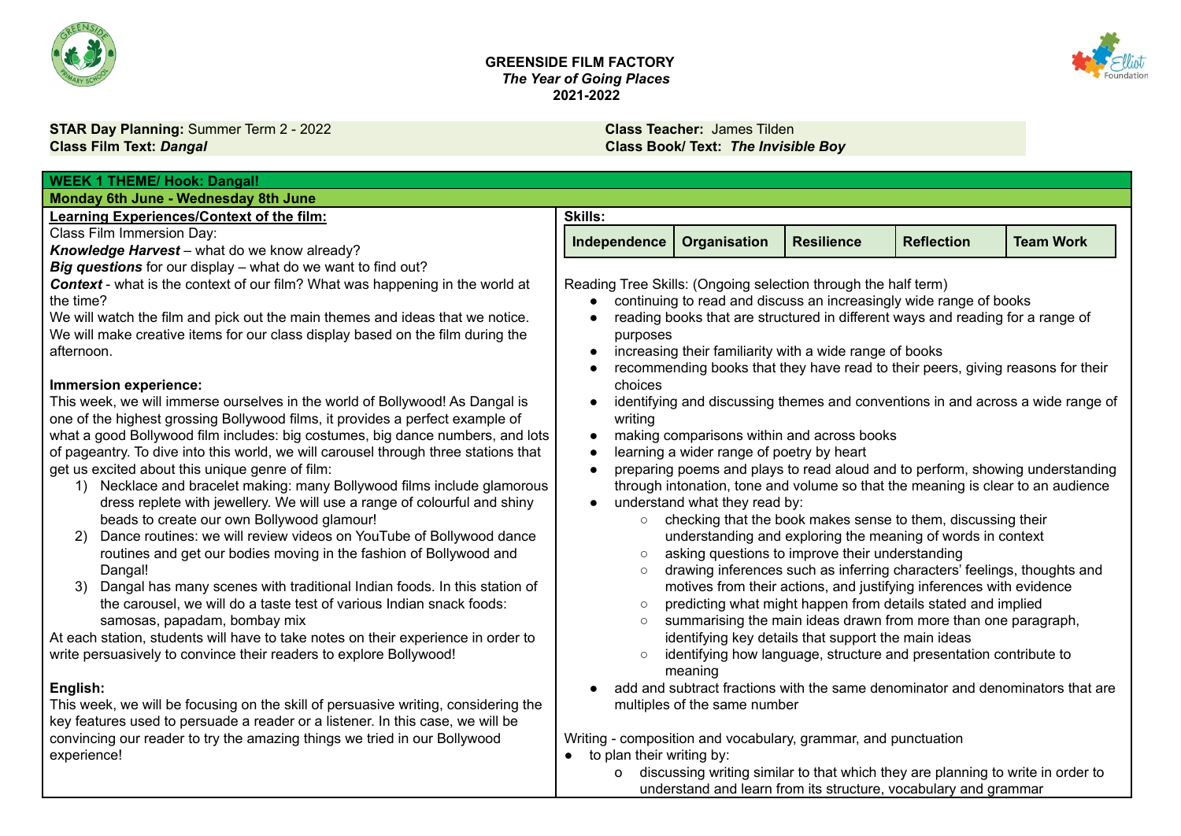**GREENSIDE FILM FACTORY**
***The Year of Going Places***
**2021-2022**

**STAR Day Planning:** Summer Term 2 - 2022
**Class Film Text:** ***Dangal***

**Class Teacher:** James Tilden
**Class Book/ Text:** ***The Invisible Boy***

**WEEK 1 THEME/ Hook: Dangal!**

**Monday 6th June - Wednesday 8th June**

**Learning Experiences/Context of the film:**

Class Film Immersion Day:
***Knowledge Harvest*** – what do we know already?
***Big questions*** for our display – what do we want to find out?
***Context*** - what is the context of our film? What was happening in the world at the time?
We will watch the film and pick out the main themes and ideas that we notice.
We will make creative items for our class display based on the film during the afternoon.

**Immersion experience:**

This week, we will immerse ourselves in the world of Bollywood! As Dangal is one of the highest grossing Bollywood films, it provides a perfect example of what a good Bollywood film includes: big costumes, big dance numbers, and lots of pageantry. To dive into this world, we will carousel through three stations that get us excited about this unique genre of film:

1) Necklace and bracelet making: many Bollywood films include glamorous dress replete with jewellery. We will use a range of colourful and shiny beads to create our own Bollywood glamour!
2) Dance routines: we will review videos on YouTube of Bollywood dance routines and get our bodies moving in the fashion of Bollywood and Dangal!
3) Dangal has many scenes with traditional Indian foods. In this station of the carousel, we will do a taste test of various Indian snack foods: samosas, papadam, bombay mix

At each station, students will have to take notes on their experience in order to write persuasively to convince their readers to explore Bollywood!

**English:**

This week, we will be focusing on the skill of persuasive writing, considering the key features used to persuade a reader or a listener. In this case, we will be convincing our reader to try the amazing things we tried in our Bollywood experience!

**Skills:**

| Independence | Organisation | Resilience | Reflection | Team Work |
|---|---|---|---|---|

Reading Tree Skills: (Ongoing selection through the half term)

- continuing to read and discuss an increasingly wide range of books
- reading books that are structured in different ways and reading for a range of purposes
- increasing their familiarity with a wide range of books
- recommending books that they have read to their peers, giving reasons for their choices
- identifying and discussing themes and conventions in and across a wide range of writing
- making comparisons within and across books
- learning a wider range of poetry by heart
- preparing poems and plays to read aloud and to perform, showing understanding through intonation, tone and volume so that the meaning is clear to an audience
- understand what they read by:
  - checking that the book makes sense to them, discussing their understanding and exploring the meaning of words in context
  - asking questions to improve their understanding
  - drawing inferences such as inferring characters' feelings, thoughts and motives from their actions, and justifying inferences with evidence
  - predicting what might happen from details stated and implied
  - summarising the main ideas drawn from more than one paragraph, identifying key details that support the main ideas
  - identifying how language, structure and presentation contribute to meaning
- add and subtract fractions with the same denominator and denominators that are multiples of the same number

Writing - composition and vocabulary, grammar, and punctuation

- to plan their writing by:
  - discussing writing similar to that which they are planning to write in order to understand and learn from its structure, vocabulary and grammar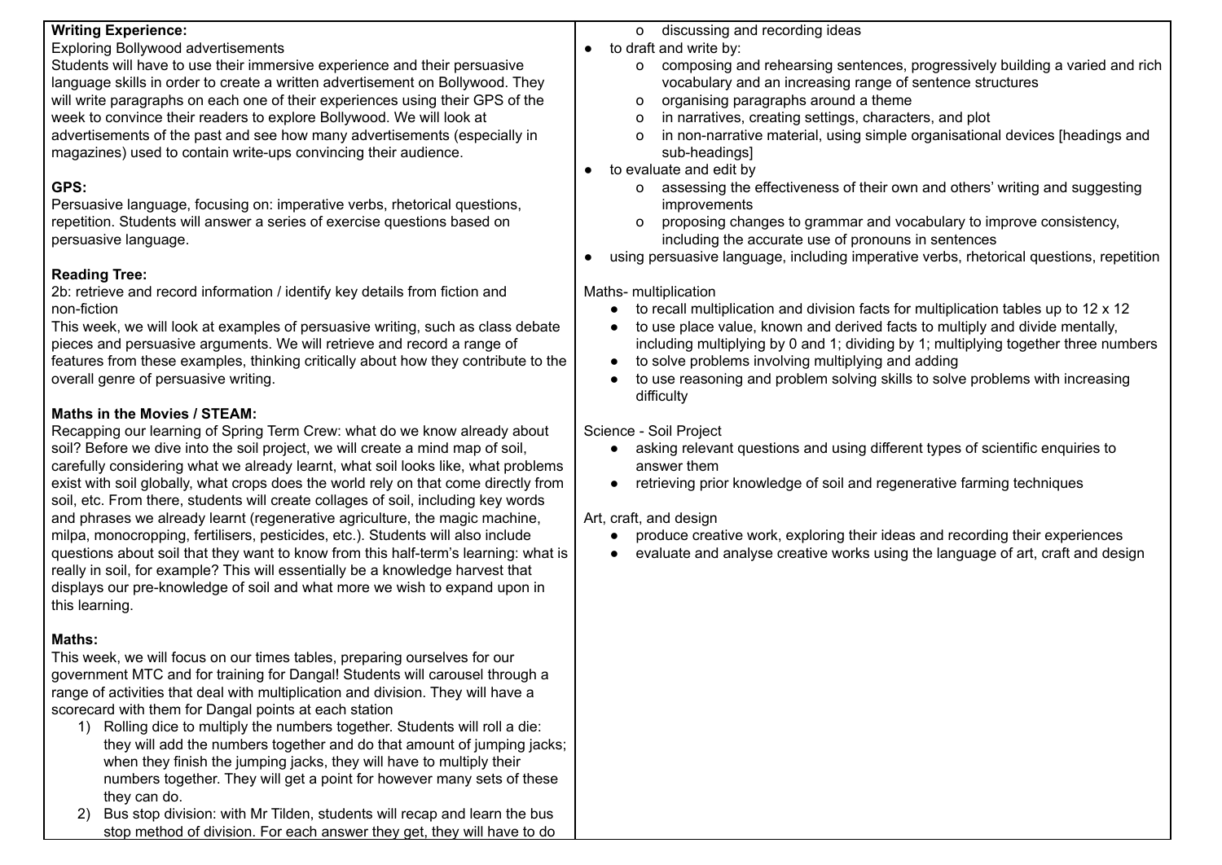**Writing Experience:**
Exploring Bollywood advertisements
Students will have to use their immersive experience and their persuasive language skills in order to create a written advertisement on Bollywood. They will write paragraphs on each one of their experiences using their GPS of the week to convince their readers to explore Bollywood. We will look at advertisements of the past and see how many advertisements (especially in magazines) used to contain write-ups convincing their audience.

**GPS:**
Persuasive language, focusing on: imperative verbs, rhetorical questions, repetition. Students will answer a series of exercise questions based on persuasive language.

**Reading Tree:**
2b: retrieve and record information / identify key details from fiction and non-fiction
This week, we will look at examples of persuasive writing, such as class debate pieces and persuasive arguments. We will retrieve and record a range of features from these examples, thinking critically about how they contribute to the overall genre of persuasive writing.

**Maths in the Movies / STEAM:**
Recapping our learning of Spring Term Crew: what do we know already about soil? Before we dive into the soil project, we will create a mind map of soil, carefully considering what we already learnt, what soil looks like, what problems exist with soil globally, what crops does the world rely on that come directly from soil, etc. From there, students will create collages of soil, including key words and phrases we already learnt (regenerative agriculture, the magic machine, milpa, monocropping, fertilisers, pesticides, etc.). Students will also include questions about soil that they want to know from this half-term's learning: what is really in soil, for example? This will essentially be a knowledge harvest that displays our pre-knowledge of soil and what more we wish to expand upon in this learning.

**Maths:**
This week, we will focus on our times tables, preparing ourselves for our government MTC and for training for Dangal! Students will carousel through a range of activities that deal with multiplication and division. They will have a scorecard with them for Dangal points at each station

1) Rolling dice to multiply the numbers together. Students will roll a die: they will add the numbers together and do that amount of jumping jacks; when they finish the jumping jacks, they will have to multiply their numbers together. They will get a point for however many sets of these they can do.
2) Bus stop division: with Mr Tilden, students will recap and learn the bus stop method of division. For each answer they get, they will have to do

- o discussing and recording ideas
- to draft and write by:
  - o composing and rehearsing sentences, progressively building a varied and rich vocabulary and an increasing range of sentence structures
  - o organising paragraphs around a theme
  - o in narratives, creating settings, characters, and plot
  - o in non-narrative material, using simple organisational devices [headings and sub-headings]
- to evaluate and edit by
  - o assessing the effectiveness of their own and others' writing and suggesting improvements
  - o proposing changes to grammar and vocabulary to improve consistency, including the accurate use of pronouns in sentences
- using persuasive language, including imperative verbs, rhetorical questions, repetition

Maths- multiplication

- to recall multiplication and division facts for multiplication tables up to 12 x 12
- to use place value, known and derived facts to multiply and divide mentally, including multiplying by 0 and 1; dividing by 1; multiplying together three numbers
- to solve problems involving multiplying and adding
- to use reasoning and problem solving skills to solve problems with increasing difficulty

Science - Soil Project

- asking relevant questions and using different types of scientific enquiries to answer them
- retrieving prior knowledge of soil and regenerative farming techniques

Art, craft, and design

- produce creative work, exploring their ideas and recording their experiences
- evaluate and analyse creative works using the language of art, craft and design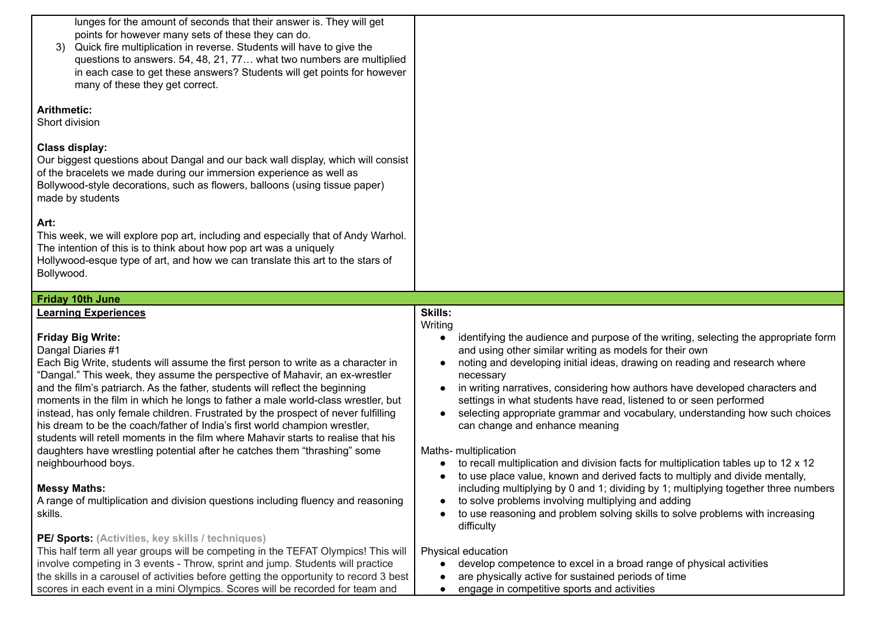lunges for the amount of seconds that their answer is. They will get points for however many sets of these they can do.

3) Quick fire multiplication in reverse. Students will have to give the questions to answers. 54, 48, 21, 77… what two numbers are multiplied in each case to get these answers? Students will get points for however many of these they get correct.

**Arithmetic:**
Short division

**Class display:**
Our biggest questions about Dangal and our back wall display, which will consist of the bracelets we made during our immersion experience as well as Bollywood-style decorations, such as flowers, balloons (using tissue paper) made by students

**Art:**
This week, we will explore pop art, including and especially that of Andy Warhol. The intention of this is to think about how pop art was a uniquely Hollywood-esque type of art, and how we can translate this art to the stars of Bollywood.

## Friday 10th June

| **Learning Experiences** | **Skills:** |
|---|---|
| **Friday Big Write:**<br>Dangal Diaries #1<br>Each Big Write, students will assume the first person to write as a character in “Dangal.” This week, they assume the perspective of Mahavir, an ex-wrestler and the film’s patriarch. As the father, students will reflect the beginning moments in the film in which he longs to father a male world-class wrestler, but instead, has only female children. Frustrated by the prospect of never fulfilling his dream to be the coach/father of India’s first world champion wrestler, students will retell moments in the film where Mahavir starts to realise that his daughters have wrestling potential after he catches them “thrashing” some neighbourhood boys. | Writing<br>• identifying the audience and purpose of the writing, selecting the appropriate form and using other similar writing as models for their own<br>• noting and developing initial ideas, drawing on reading and research where necessary<br>• in writing narratives, considering how authors have developed characters and settings in what students have read, listened to or seen performed<br>• selecting appropriate grammar and vocabulary, understanding how such choices can change and enhance meaning |
| **Messy Maths:**<br>A range of multiplication and division questions including fluency and reasoning skills. | Maths- multiplication<br>• to recall multiplication and division facts for multiplication tables up to 12 x 12<br>• to use place value, known and derived facts to multiply and divide mentally, including multiplying by 0 and 1; dividing by 1; multiplying together three numbers<br>• to solve problems involving multiplying and adding<br>• to use reasoning and problem solving skills to solve problems with increasing difficulty |
| **PE/ Sports:** (Activities, key skills / techniques)<br>This half term all year groups will be competing in the TEFAT Olympics! This will involve competing in 3 events - Throw, sprint and jump. Students will practice the skills in a carousel of activities before getting the opportunity to record 3 best scores in each event in a mini Olympics. Scores will be recorded for team and | Physical education<br>• develop competence to excel in a broad range of physical activities<br>• are physically active for sustained periods of time<br>• engage in competitive sports and activities |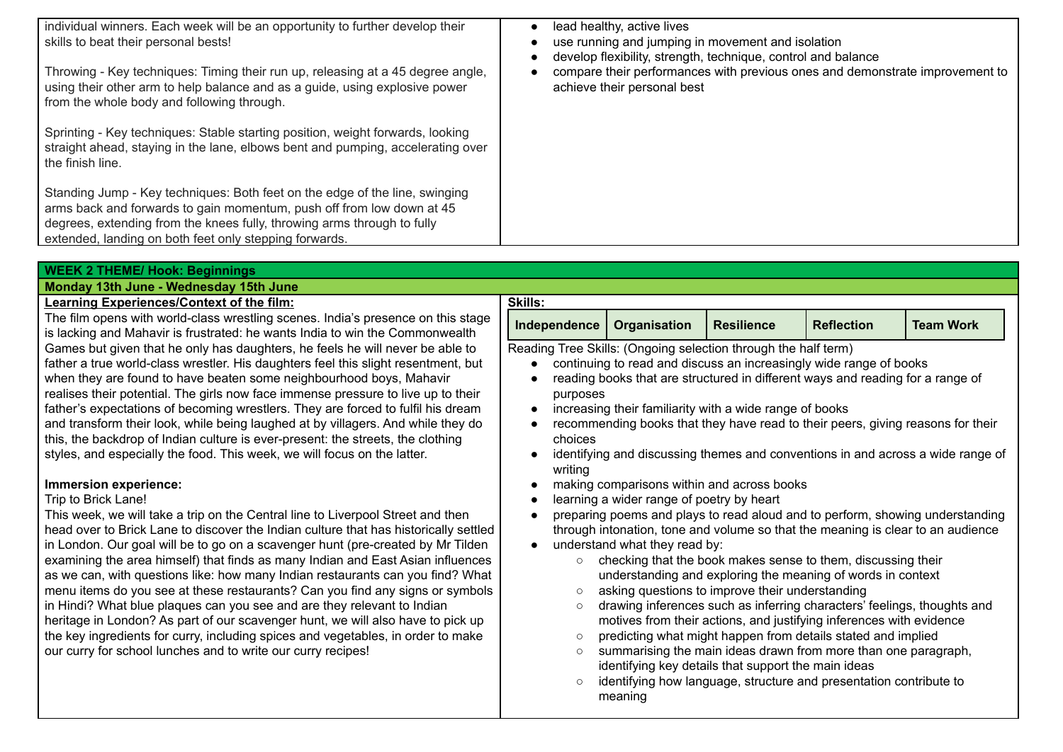individual winners. Each week will be an opportunity to further develop their skills to beat their personal bests!

Throwing - Key techniques: Timing their run up, releasing at a 45 degree angle, using their other arm to help balance and as a guide, using explosive power from the whole body and following through.

Sprinting - Key techniques: Stable starting position, weight forwards, looking straight ahead, staying in the lane, elbows bent and pumping, accelerating over the finish line.

Standing Jump - Key techniques: Both feet on the edge of the line, swinging arms back and forwards to gain momentum, push off from low down at 45 degrees, extending from the knees fully, throwing arms through to fully extended, landing on both feet only stepping forwards.

- lead healthy, active lives
- use running and jumping in movement and isolation
- develop flexibility, strength, technique, control and balance
- compare their performances with previous ones and demonstrate improvement to achieve their personal best

## WEEK 2 THEME/ Hook: Beginnings

### Monday 13th June - Wednesday 15th June

**Learning Experiences/Context of the film:**

The film opens with world-class wrestling scenes. India's presence on this stage is lacking and Mahavir is frustrated: he wants India to win the Commonwealth Games but given that he only has daughters, he feels he will never be able to father a true world-class wrestler. His daughters feel this slight resentment, but when they are found to have beaten some neighbourhood boys, Mahavir realises their potential. The girls now face immense pressure to live up to their father's expectations of becoming wrestlers. They are forced to fulfil his dream and transform their look, while being laughed at by villagers. And while they do this, the backdrop of Indian culture is ever-present: the streets, the clothing styles, and especially the food. This week, we will focus on the latter.

**Immersion experience:**

Trip to Brick Lane!

This week, we will take a trip on the Central line to Liverpool Street and then head over to Brick Lane to discover the Indian culture that has historically settled in London. Our goal will be to go on a scavenger hunt (pre-created by Mr Tilden examining the area himself) that finds as many Indian and East Asian influences as we can, with questions like: how many Indian restaurants can you find? What menu items do you see at these restaurants? Can you find any signs or symbols in Hindi? What blue plaques can you see and are they relevant to Indian heritage in London? As part of our scavenger hunt, we will also have to pick up the key ingredients for curry, including spices and vegetables, in order to make our curry for school lunches and to write our curry recipes!

**Skills:**

| Independence | Organisation | Resilience | Reflection | Team Work |
|---|---|---|---|---|

Reading Tree Skills: (Ongoing selection through the half term)

- continuing to read and discuss an increasingly wide range of books
- reading books that are structured in different ways and reading for a range of purposes
- increasing their familiarity with a wide range of books
- recommending books that they have read to their peers, giving reasons for their choices
- identifying and discussing themes and conventions in and across a wide range of writing
- making comparisons within and across books
- learning a wider range of poetry by heart
- preparing poems and plays to read aloud and to perform, showing understanding through intonation, tone and volume so that the meaning is clear to an audience
- understand what they read by:
  - checking that the book makes sense to them, discussing their understanding and exploring the meaning of words in context
  - asking questions to improve their understanding
  - drawing inferences such as inferring characters' feelings, thoughts and motives from their actions, and justifying inferences with evidence
  - predicting what might happen from details stated and implied
  - summarising the main ideas drawn from more than one paragraph, identifying key details that support the main ideas
  - identifying how language, structure and presentation contribute to meaning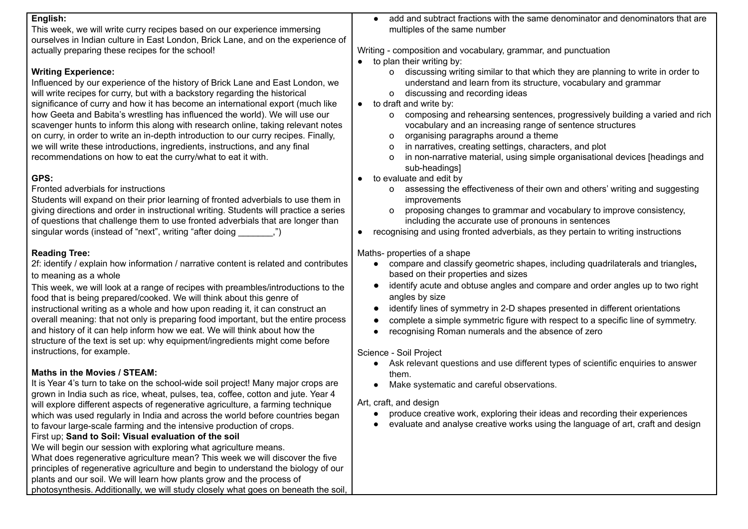**English:**
This week, we will write curry recipes based on our experience immersing ourselves in Indian culture in East London, Brick Lane, and on the experience of actually preparing these recipes for the school!

**Writing Experience:**
Influenced by our experience of the history of Brick Lane and East London, we will write recipes for curry, but with a backstory regarding the historical significance of curry and how it has become an international export (much like how Geeta and Babita's wrestling has influenced the world). We will use our scavenger hunts to inform this along with research online, taking relevant notes on curry, in order to write an in-depth introduction to our curry recipes. Finally, we will write these introductions, ingredients, instructions, and any final recommendations on how to eat the curry/what to eat it with.

**GPS:**
Fronted adverbials for instructions
Students will expand on their prior learning of fronted adverbials to use them in giving directions and order in instructional writing. Students will practice a series of questions that challenge them to use fronted adverbials that are longer than singular words (instead of "next", writing "after doing _______,")

**Reading Tree:**
2f: identify / explain how information / narrative content is related and contributes to meaning as a whole
This week, we will look at a range of recipes with preambles/introductions to the food that is being prepared/cooked. We will think about this genre of instructional writing as a whole and how upon reading it, it can construct an overall meaning: that not only is preparing food important, but the entire process and history of it can help inform how we eat. We will think about how the structure of the text is set up: why equipment/ingredients might come before instructions, for example.

**Maths in the Movies / STEAM:**
It is Year 4's turn to take on the school-wide soil project! Many major crops are grown in India such as rice, wheat, pulses, tea, coffee, cotton and jute. Year 4 will explore different aspects of regenerative agriculture, a farming technique which was used regularly in India and across the world before countries began to favour large-scale farming and the intensive production of crops.
First up; **Sand to Soil: Visual evaluation of the soil**
We will begin our session with exploring what agriculture means.
What does regenerative agriculture mean? This week we will discover the five principles of regenerative agriculture and begin to understand the biology of our plants and our soil. We will learn how plants grow and the process of photosynthesis. Additionally, we will study closely what goes on beneath the soil,

- add and subtract fractions with the same denominator and denominators that are multiples of the same number

Writing - composition and vocabulary, grammar, and punctuation

- to plan their writing by:
  - discussing writing similar to that which they are planning to write in order to understand and learn from its structure, vocabulary and grammar
  - discussing and recording ideas
- to draft and write by:
  - composing and rehearsing sentences, progressively building a varied and rich vocabulary and an increasing range of sentence structures
  - organising paragraphs around a theme
  - in narratives, creating settings, characters, and plot
  - in non-narrative material, using simple organisational devices [headings and sub-headings]
- to evaluate and edit by
  - assessing the effectiveness of their own and others' writing and suggesting improvements
  - proposing changes to grammar and vocabulary to improve consistency, including the accurate use of pronouns in sentences
- recognising and using fronted adverbials, as they pertain to writing instructions

Maths- properties of a shape

- compare and classify geometric shapes, including quadrilaterals and triangles**,** based on their properties and sizes
- identify acute and obtuse angles and compare and order angles up to two right angles by size
- identify lines of symmetry in 2-D shapes presented in different orientations
- complete a simple symmetric figure with respect to a specific line of symmetry.
- recognising Roman numerals and the absence of zero

Science - Soil Project

- Ask relevant questions and use different types of scientific enquiries to answer them.
- Make systematic and careful observations.

Art, craft, and design

- produce creative work, exploring their ideas and recording their experiences
- evaluate and analyse creative works using the language of art, craft and design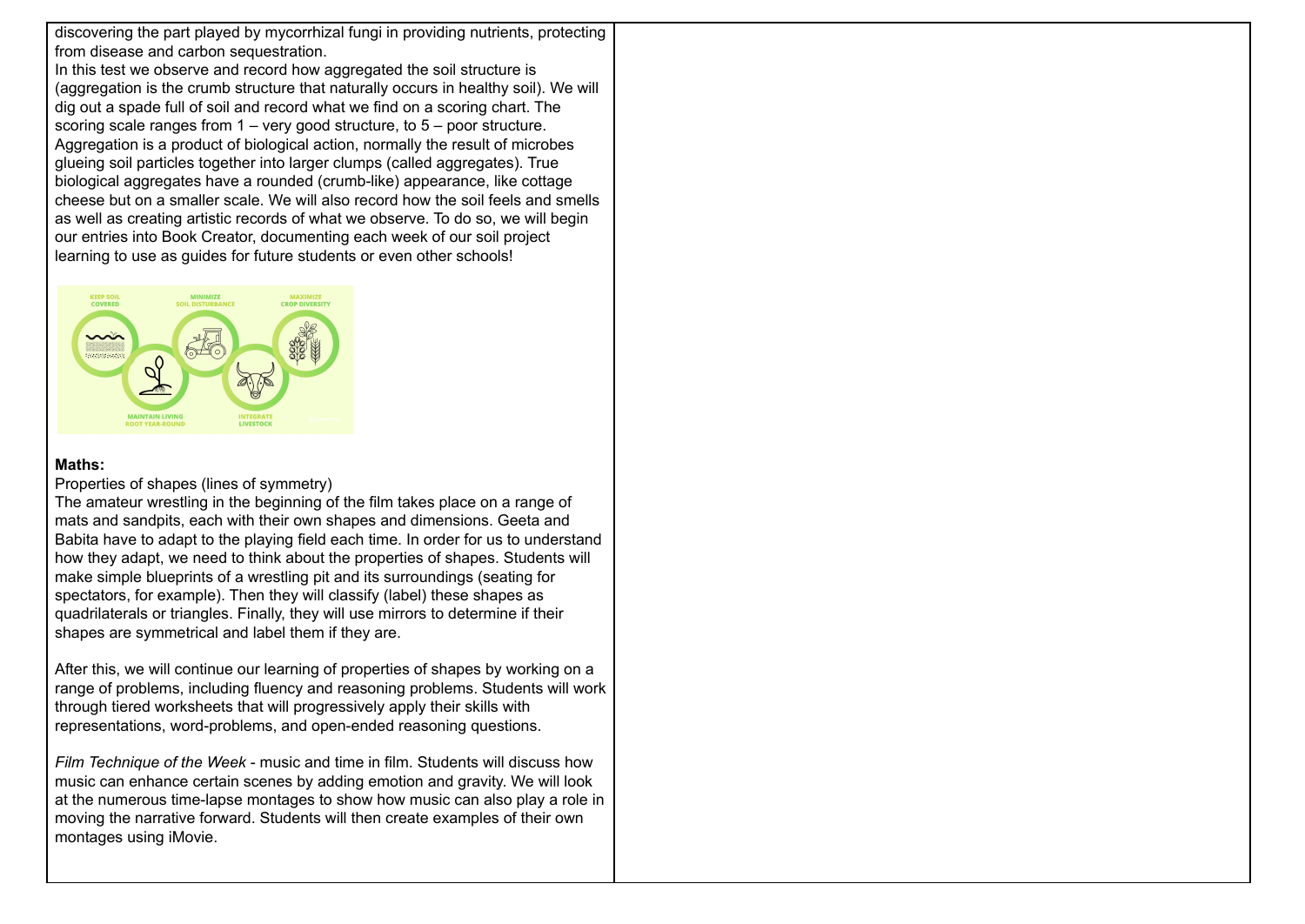discovering the part played by mycorrhizal fungi in providing nutrients, protecting from disease and carbon sequestration.
In this test we observe and record how aggregated the soil structure is (aggregation is the crumb structure that naturally occurs in healthy soil). We will dig out a spade full of soil and record what we find on a scoring chart. The scoring scale ranges from 1 – very good structure, to 5 – poor structure. Aggregation is a product of biological action, normally the result of microbes glueing soil particles together into larger clumps (called aggregates). True biological aggregates have a rounded (crumb-like) appearance, like cottage cheese but on a smaller scale. We will also record how the soil feels and smells as well as creating artistic records of what we observe. To do so, we will begin our entries into Book Creator, documenting each week of our soil project learning to use as guides for future students or even other schools!

**Maths:**

Properties of shapes (lines of symmetry)
The amateur wrestling in the beginning of the film takes place on a range of mats and sandpits, each with their own shapes and dimensions. Geeta and Babita have to adapt to the playing field each time. In order for us to understand how they adapt, we need to think about the properties of shapes. Students will make simple blueprints of a wrestling pit and its surroundings (seating for spectators, for example). Then they will classify (label) these shapes as quadrilaterals or triangles. Finally, they will use mirrors to determine if their shapes are symmetrical and label them if they are.

After this, we will continue our learning of properties of shapes by working on a range of problems, including fluency and reasoning problems. Students will work through tiered worksheets that will progressively apply their skills with representations, word-problems, and open-ended reasoning questions.

*Film Technique of the Week* - music and time in film. Students will discuss how music can enhance certain scenes by adding emotion and gravity. We will look at the numerous time-lapse montages to show how music can also play a role in moving the narrative forward. Students will then create examples of their own montages using iMovie.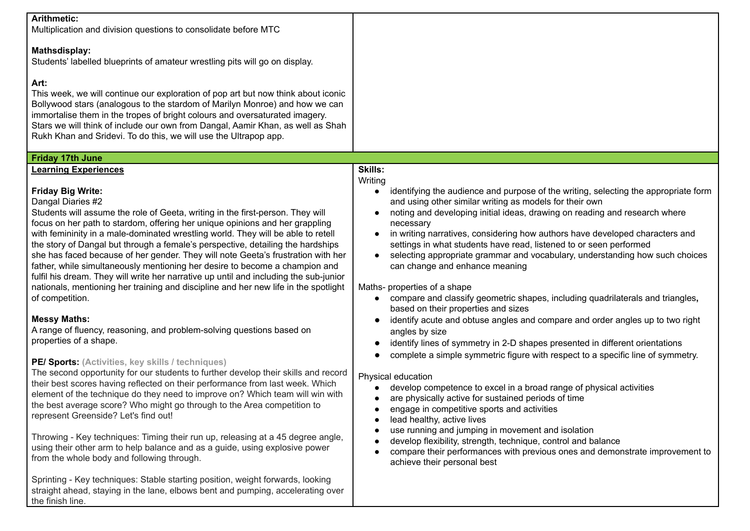**Arithmetic:**
Multiplication and division questions to consolidate before MTC

**Mathsdisplay:**
Students' labelled blueprints of amateur wrestling pits will go on display.

**Art:**
This week, we will continue our exploration of pop art but now think about iconic Bollywood stars (analogous to the stardom of Marilyn Monroe) and how we can immortalise them in the tropes of bright colours and oversaturated imagery. Stars we will think of include our own from Dangal, Aamir Khan, as well as Shah Rukh Khan and Sridevi. To do this, we will use the Ultrapop app.

## Friday 17th June

**Learning Experiences**

**Friday Big Write:**
Dangal Diaries #2
Students will assume the role of Geeta, writing in the first-person. They will focus on her path to stardom, offering her unique opinions and her grappling with femininity in a male-dominated wrestling world. They will be able to retell the story of Dangal but through a female's perspective, detailing the hardships she has faced because of her gender. They will note Geeta's frustration with her father, while simultaneously mentioning her desire to become a champion and fulfil his dream. They will write her narrative up until and including the sub-junior nationals, mentioning her training and discipline and her new life in the spotlight of competition.

**Messy Maths:**
A range of fluency, reasoning, and problem-solving questions based on properties of a shape.

**PE/ Sports:** **(Activities, key skills / techniques)**
The second opportunity for our students to further develop their skills and record their best scores having reflected on their performance from last week. Which element of the technique do they need to improve on? Which team will win with the best average score? Who might go through to the Area competition to represent Greenside? Let's find out!

Throwing - Key techniques: Timing their run up, releasing at a 45 degree angle, using their other arm to help balance and as a guide, using explosive power from the whole body and following through.

Sprinting - Key techniques: Stable starting position, weight forwards, looking straight ahead, staying in the lane, elbows bent and pumping, accelerating over the finish line.

**Skills:**

Writing
- identifying the audience and purpose of the writing, selecting the appropriate form and using other similar writing as models for their own
- noting and developing initial ideas, drawing on reading and research where necessary
- in writing narratives, considering how authors have developed characters and settings in what students have read, listened to or seen performed
- selecting appropriate grammar and vocabulary, understanding how such choices can change and enhance meaning

Maths- properties of a shape
- compare and classify geometric shapes, including quadrilaterals and triangles, based on their properties and sizes
- identify acute and obtuse angles and compare and order angles up to two right angles by size
- identify lines of symmetry in 2-D shapes presented in different orientations
- complete a simple symmetric figure with respect to a specific line of symmetry.

Physical education
- develop competence to excel in a broad range of physical activities
- are physically active for sustained periods of time
- engage in competitive sports and activities
- lead healthy, active lives
- use running and jumping in movement and isolation
- develop flexibility, strength, technique, control and balance
- compare their performances with previous ones and demonstrate improvement to achieve their personal best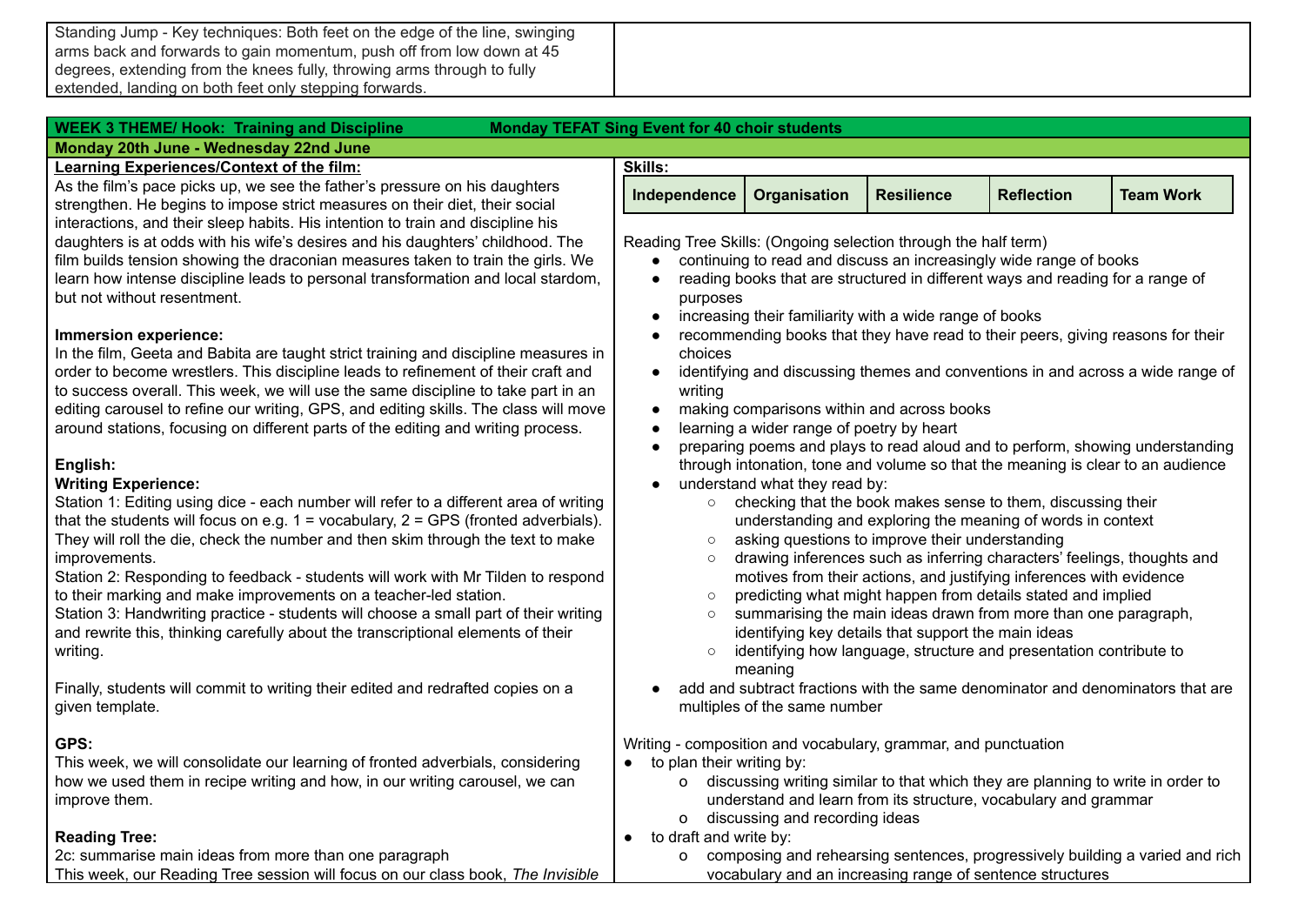| Standing Jump - Key techniques: Both feet on the edge of the line, swinging arms back and forwards to gain momentum, push off from low down at 45 degrees, extending from the knees fully, throwing arms through to fully extended, landing on both feet only stepping forwards. | |
|---|---|

**WEEK 3 THEME/ Hook: Training and Discipline** **Monday TEFAT Sing Event for 40 choir students**

**Monday 20th June - Wednesday 22nd June**

**Learning Experiences/Context of the film:**

As the film's pace picks up, we see the father's pressure on his daughters strengthen. He begins to impose strict measures on their diet, their social interactions, and their sleep habits. His intention to train and discipline his daughters is at odds with his wife's desires and his daughters' childhood. The film builds tension showing the draconian measures taken to train the girls. We learn how intense discipline leads to personal transformation and local stardom, but not without resentment.

**Immersion experience:**

In the film, Geeta and Babita are taught strict training and discipline measures in order to become wrestlers. This discipline leads to refinement of their craft and to success overall. This week, we will use the same discipline to take part in an editing carousel to refine our writing, GPS, and editing skills. The class will move around stations, focusing on different parts of the editing and writing process.

**English:**

**Writing Experience:**

Station 1: Editing using dice - each number will refer to a different area of writing that the students will focus on e.g. 1 = vocabulary, 2 = GPS (fronted adverbials). They will roll the die, check the number and then skim through the text to make improvements.

Station 2: Responding to feedback - students will work with Mr Tilden to respond to their marking and make improvements on a teacher-led station.

Station 3: Handwriting practice - students will choose a small part of their writing and rewrite this, thinking carefully about the transcriptional elements of their writing.

Finally, students will commit to writing their edited and redrafted copies on a given template.

**GPS:**

This week, we will consolidate our learning of fronted adverbials, considering how we used them in recipe writing and how, in our writing carousel, we can improve them.

**Reading Tree:**

2c: summarise main ideas from more than one paragraph

This week, our Reading Tree session will focus on our class book, *The Invisible*

**Skills:**

| Independence | Organisation | Resilience | Reflection | Team Work |
|---|---|---|---|---|

Reading Tree Skills: (Ongoing selection through the half term)

- continuing to read and discuss an increasingly wide range of books
- reading books that are structured in different ways and reading for a range of purposes
- increasing their familiarity with a wide range of books
- recommending books that they have read to their peers, giving reasons for their choices
- identifying and discussing themes and conventions in and across a wide range of writing
- making comparisons within and across books
- learning a wider range of poetry by heart
- preparing poems and plays to read aloud and to perform, showing understanding through intonation, tone and volume so that the meaning is clear to an audience
- understand what they read by:
  - checking that the book makes sense to them, discussing their understanding and exploring the meaning of words in context
  - asking questions to improve their understanding
  - drawing inferences such as inferring characters' feelings, thoughts and motives from their actions, and justifying inferences with evidence
  - predicting what might happen from details stated and implied
  - summarising the main ideas drawn from more than one paragraph, identifying key details that support the main ideas
  - identifying how language, structure and presentation contribute to meaning
- add and subtract fractions with the same denominator and denominators that are multiples of the same number

Writing - composition and vocabulary, grammar, and punctuation

- to plan their writing by:
  - discussing writing similar to that which they are planning to write in order to understand and learn from its structure, vocabulary and grammar
  - discussing and recording ideas
- to draft and write by:
  - composing and rehearsing sentences, progressively building a varied and rich vocabulary and an increasing range of sentence structures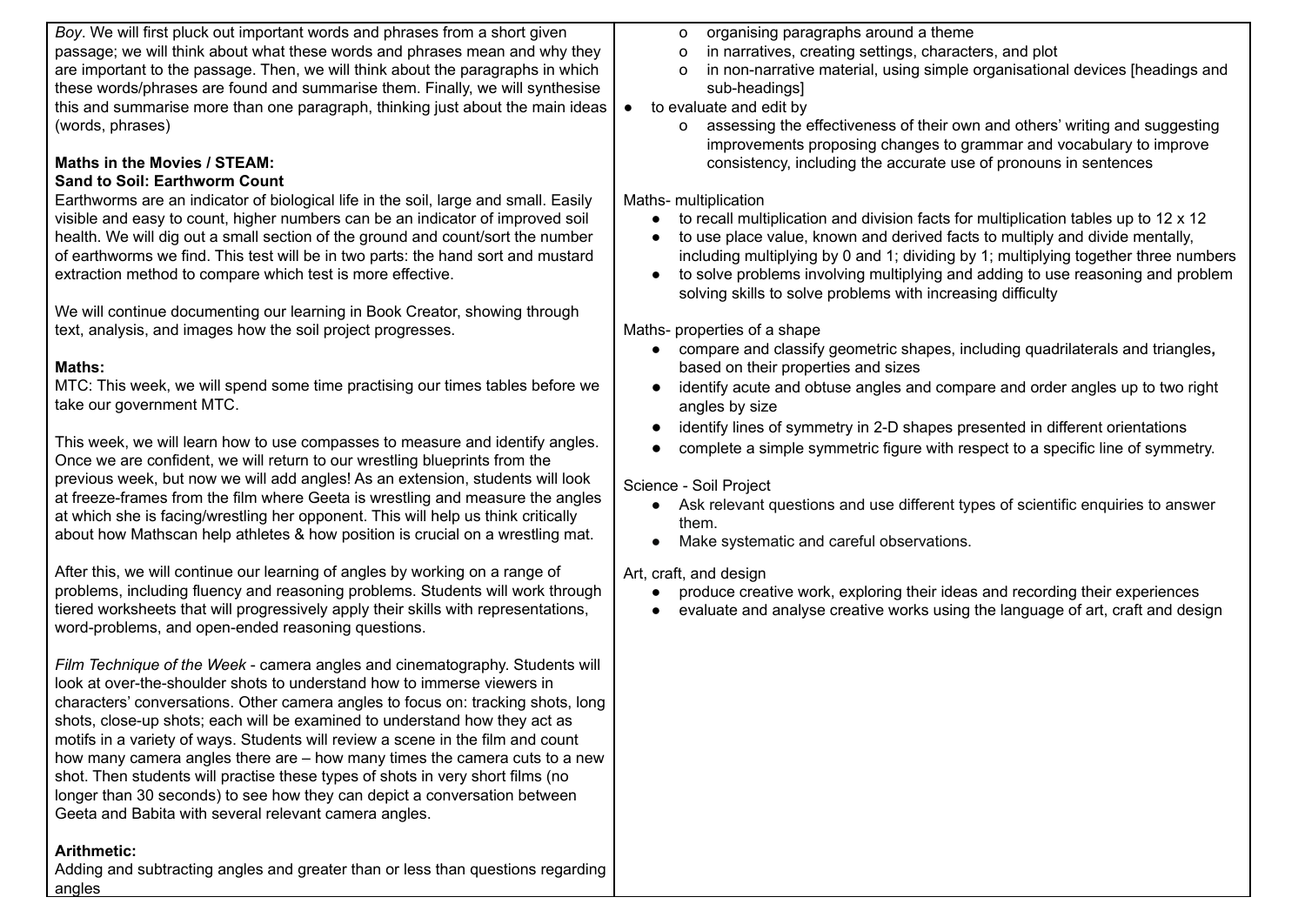*Boy*. We will first pluck out important words and phrases from a short given passage; we will think about what these words and phrases mean and why they are important to the passage. Then, we will think about the paragraphs in which these words/phrases are found and summarise them. Finally, we will synthesise this and summarise more than one paragraph, thinking just about the main ideas (words, phrases)

**Maths in the Movies / STEAM:**
**Sand to Soil: Earthworm Count**
Earthworms are an indicator of biological life in the soil, large and small. Easily visible and easy to count, higher numbers can be an indicator of improved soil health. We will dig out a small section of the ground and count/sort the number of earthworms we find. This test will be in two parts: the hand sort and mustard extraction method to compare which test is more effective.

We will continue documenting our learning in Book Creator, showing through text, analysis, and images how the soil project progresses.

**Maths:**
MTC: This week, we will spend some time practising our times tables before we take our government MTC.

This week, we will learn how to use compasses to measure and identify angles. Once we are confident, we will return to our wrestling blueprints from the previous week, but now we will add angles! As an extension, students will look at freeze-frames from the film where Geeta is wrestling and measure the angles at which she is facing/wrestling her opponent. This will help us think critically about how Mathscan help athletes & how position is crucial on a wrestling mat.

After this, we will continue our learning of angles by working on a range of problems, including fluency and reasoning problems. Students will work through tiered worksheets that will progressively apply their skills with representations, word-problems, and open-ended reasoning questions.

*Film Technique of the Week* - camera angles and cinematography. Students will look at over-the-shoulder shots to understand how to immerse viewers in characters' conversations. Other camera angles to focus on: tracking shots, long shots, close-up shots; each will be examined to understand how they act as motifs in a variety of ways. Students will review a scene in the film and count how many camera angles there are – how many times the camera cuts to a new shot. Then students will practise these types of shots in very short films (no longer than 30 seconds) to see how they can depict a conversation between Geeta and Babita with several relevant camera angles.

**Arithmetic:**
Adding and subtracting angles and greater than or less than questions regarding angles

- organising paragraphs around a theme
- in narratives, creating settings, characters, and plot
- in non-narrative material, using simple organisational devices [headings and sub-headings]

- to evaluate and edit by
  - assessing the effectiveness of their own and others' writing and suggesting improvements proposing changes to grammar and vocabulary to improve consistency, including the accurate use of pronouns in sentences

Maths- multiplication

- to recall multiplication and division facts for multiplication tables up to 12 x 12
- to use place value, known and derived facts to multiply and divide mentally, including multiplying by 0 and 1; dividing by 1; multiplying together three numbers
- to solve problems involving multiplying and adding to use reasoning and problem solving skills to solve problems with increasing difficulty

Maths- properties of a shape

- compare and classify geometric shapes, including quadrilaterals and triangles, based on their properties and sizes
- identify acute and obtuse angles and compare and order angles up to two right angles by size
- identify lines of symmetry in 2-D shapes presented in different orientations
- complete a simple symmetric figure with respect to a specific line of symmetry.

Science - Soil Project

- Ask relevant questions and use different types of scientific enquiries to answer them.
- Make systematic and careful observations.

Art, craft, and design

- produce creative work, exploring their ideas and recording their experiences
- evaluate and analyse creative works using the language of art, craft and design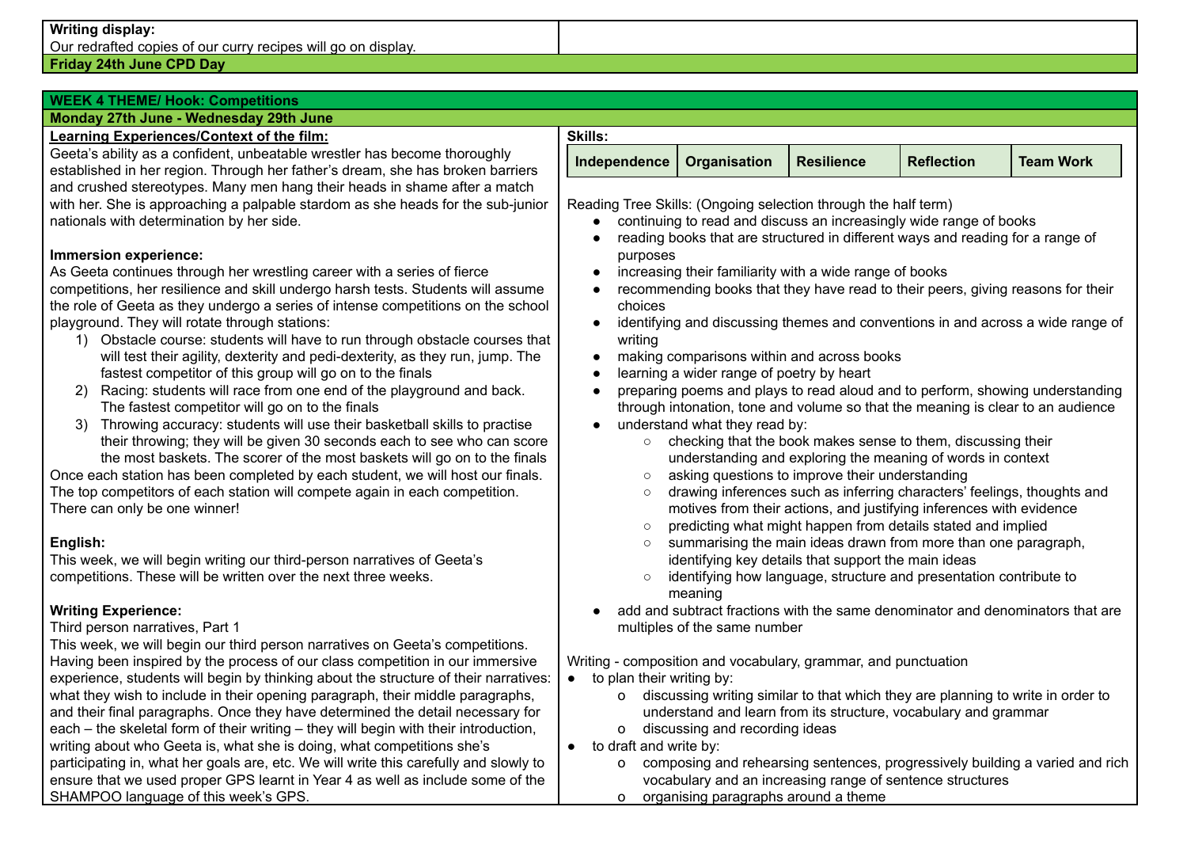**Writing display:**
Our redrafted copies of our curry recipes will go on display.

**Friday 24th June CPD Day**

**WEEK 4 THEME/ Hook: Competitions**

**Monday 27th June - Wednesday 29th June**

**Learning Experiences/Context of the film:**

Geeta's ability as a confident, unbeatable wrestler has become thoroughly established in her region. Through her father's dream, she has broken barriers and crushed stereotypes. Many men hang their heads in shame after a match with her. She is approaching a palpable stardom as she heads for the sub-junior nationals with determination by her side.

**Immersion experience:**

As Geeta continues through her wrestling career with a series of fierce competitions, her resilience and skill undergo harsh tests. Students will assume the role of Geeta as they undergo a series of intense competitions on the school playground. They will rotate through stations:

1) Obstacle course: students will have to run through obstacle courses that will test their agility, dexterity and pedi-dexterity, as they run, jump. The fastest competitor of this group will go on to the finals
2) Racing: students will race from one end of the playground and back. The fastest competitor will go on to the finals
3) Throwing accuracy: students will use their basketball skills to practise their throwing; they will be given 30 seconds each to see who can score the most baskets. The scorer of the most baskets will go on to the finals

Once each station has been completed by each student, we will host our finals. The top competitors of each station will compete again in each competition. There can only be one winner!

**English:**

This week, we will begin writing our third-person narratives of Geeta's competitions. These will be written over the next three weeks.

**Writing Experience:**

Third person narratives, Part 1

This week, we will begin our third person narratives on Geeta's competitions. Having been inspired by the process of our class competition in our immersive experience, students will begin by thinking about the structure of their narratives: what they wish to include in their opening paragraph, their middle paragraphs, and their final paragraphs. Once they have determined the detail necessary for each – the skeletal form of their writing – they will begin with their introduction, writing about who Geeta is, what she is doing, what competitions she's participating in, what her goals are, etc. We will write this carefully and slowly to ensure that we used proper GPS learnt in Year 4 as well as include some of the SHAMPOO language of this week's GPS.

**Skills:**

| Independence | Organisation | Resilience | Reflection | Team Work |
|---|---|---|---|---|

Reading Tree Skills: (Ongoing selection through the half term)

- continuing to read and discuss an increasingly wide range of books
- reading books that are structured in different ways and reading for a range of purposes
- increasing their familiarity with a wide range of books
- recommending books that they have read to their peers, giving reasons for their choices
- identifying and discussing themes and conventions in and across a wide range of writing
- making comparisons within and across books
- learning a wider range of poetry by heart
- preparing poems and plays to read aloud and to perform, showing understanding through intonation, tone and volume so that the meaning is clear to an audience
- understand what they read by:
  - checking that the book makes sense to them, discussing their understanding and exploring the meaning of words in context
  - asking questions to improve their understanding
  - drawing inferences such as inferring characters' feelings, thoughts and motives from their actions, and justifying inferences with evidence
  - predicting what might happen from details stated and implied
  - summarising the main ideas drawn from more than one paragraph, identifying key details that support the main ideas
  - identifying how language, structure and presentation contribute to meaning
- add and subtract fractions with the same denominator and denominators that are multiples of the same number

Writing - composition and vocabulary, grammar, and punctuation

- to plan their writing by:
  - discussing writing similar to that which they are planning to write in order to understand and learn from its structure, vocabulary and grammar
  - discussing and recording ideas
- to draft and write by:
  - composing and rehearsing sentences, progressively building a varied and rich vocabulary and an increasing range of sentence structures
  - organising paragraphs around a theme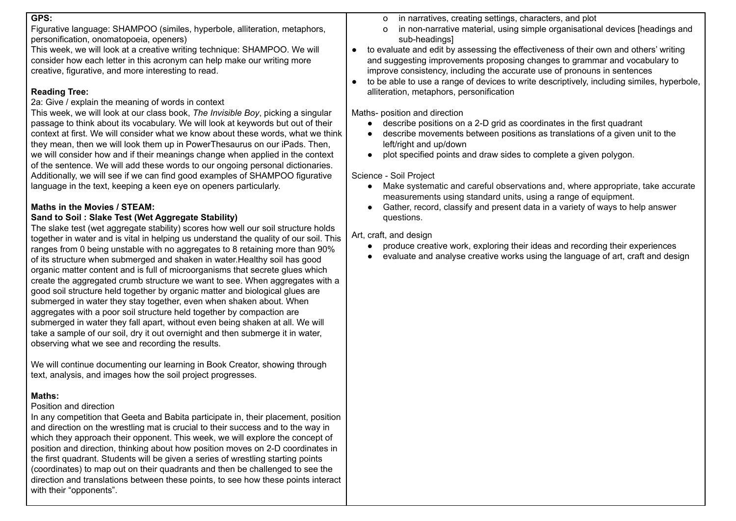**GPS:**

Figurative language: SHAMPOO (similes, hyperbole, alliteration, metaphors, personification, onomatopoeia, openers)

This week, we will look at a creative writing technique: SHAMPOO. We will consider how each letter in this acronym can help make our writing more creative, figurative, and more interesting to read.

**Reading Tree:**

2a: Give / explain the meaning of words in context

This week, we will look at our class book, *The Invisible Boy*, picking a singular passage to think about its vocabulary. We will look at keywords but out of their context at first. We will consider what we know about these words, what we think they mean, then we will look them up in PowerThesaurus on our iPads. Then, we will consider how and if their meanings change when applied in the context of the sentence. We will add these words to our ongoing personal dictionaries. Additionally, we will see if we can find good examples of SHAMPOO figurative language in the text, keeping a keen eye on openers particularly.

**Maths in the Movies / STEAM:**

**Sand to Soil : Slake Test (Wet Aggregate Stability)**

The slake test (wet aggregate stability) scores how well our soil structure holds together in water and is vital in helping us understand the quality of our soil. This ranges from 0 being unstable with no aggregates to 8 retaining more than 90% of its structure when submerged and shaken in water.Healthy soil has good organic matter content and is full of microorganisms that secrete glues which create the aggregated crumb structure we want to see. When aggregates with a good soil structure held together by organic matter and biological glues are submerged in water they stay together, even when shaken about. When aggregates with a poor soil structure held together by compaction are submerged in water they fall apart, without even being shaken at all. We will take a sample of our soil, dry it out overnight and then submerge it in water, observing what we see and recording the results.

We will continue documenting our learning in Book Creator, showing through text, analysis, and images how the soil project progresses.

**Maths:**

Position and direction

In any competition that Geeta and Babita participate in, their placement, position and direction on the wrestling mat is crucial to their success and to the way in which they approach their opponent. This week, we will explore the concept of position and direction, thinking about how position moves on 2-D coordinates in the first quadrant. Students will be given a series of wrestling starting points (coordinates) to map out on their quadrants and then be challenged to see the direction and translations between these points, to see how these points interact with their "opponents".

- in narratives, creating settings, characters, and plot
- in non-narrative material, using simple organisational devices [headings and sub-headings]

- to evaluate and edit by assessing the effectiveness of their own and others' writing and suggesting improvements proposing changes to grammar and vocabulary to improve consistency, including the accurate use of pronouns in sentences
- to be able to use a range of devices to write descriptively, including similes, hyperbole, alliteration, metaphors, personification

Maths- position and direction

- describe positions on a 2-D grid as coordinates in the first quadrant
- describe movements between positions as translations of a given unit to the left/right and up/down
- plot specified points and draw sides to complete a given polygon.

Science - Soil Project

- Make systematic and careful observations and, where appropriate, take accurate measurements using standard units, using a range of equipment.
- Gather, record, classify and present data in a variety of ways to help answer questions.

Art, craft, and design

- produce creative work, exploring their ideas and recording their experiences
- evaluate and analyse creative works using the language of art, craft and design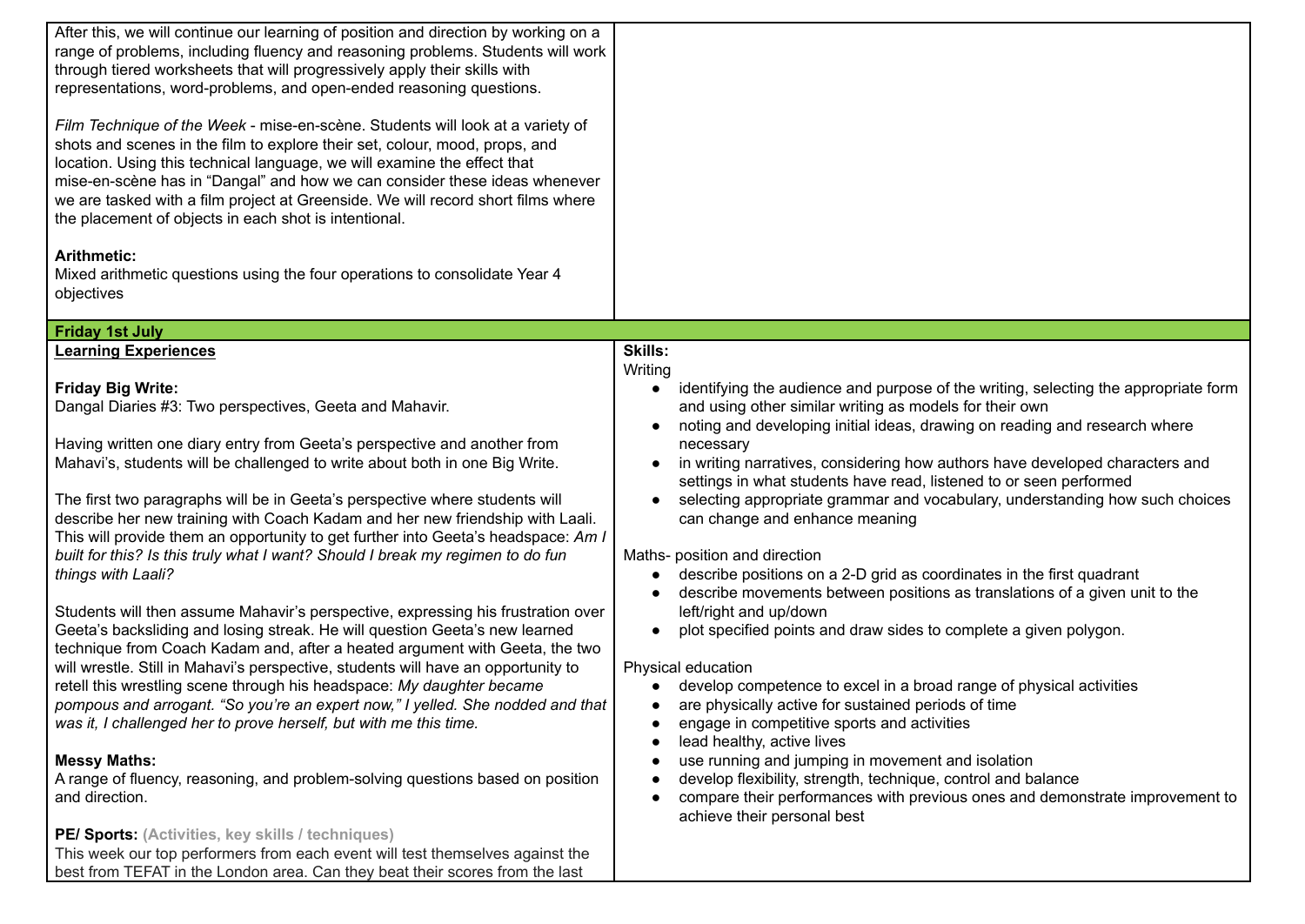After this, we will continue our learning of position and direction by working on a range of problems, including fluency and reasoning problems. Students will work through tiered worksheets that will progressively apply their skills with representations, word-problems, and open-ended reasoning questions.

*Film Technique of the Week* - mise-en-scène. Students will look at a variety of shots and scenes in the film to explore their set, colour, mood, props, and location. Using this technical language, we will examine the effect that mise-en-scène has in "Dangal" and how we can consider these ideas whenever we are tasked with a film project at Greenside. We will record short films where the placement of objects in each shot is intentional.

**Arithmetic:**
Mixed arithmetic questions using the four operations to consolidate Year 4 objectives

## Friday 1st July

**Learning Experiences**

**Friday Big Write:**
Dangal Diaries #3: Two perspectives, Geeta and Mahavir.

Having written one diary entry from Geeta's perspective and another from Mahavi's, students will be challenged to write about both in one Big Write.

The first two paragraphs will be in Geeta's perspective where students will describe her new training with Coach Kadam and her new friendship with Laali. This will provide them an opportunity to get further into Geeta's headspace: *Am I built for this? Is this truly what I want? Should I break my regimen to do fun things with Laali?*

Students will then assume Mahavir's perspective, expressing his frustration over Geeta's backsliding and losing streak. He will question Geeta's new learned technique from Coach Kadam and, after a heated argument with Geeta, the two will wrestle. Still in Mahavi's perspective, students will have an opportunity to retell this wrestling scene through his headspace: *My daughter became pompous and arrogant. "So you're an expert now," I yelled. She nodded and that was it, I challenged her to prove herself, but with me this time.*

**Messy Maths:**
A range of fluency, reasoning, and problem-solving questions based on position and direction.

**PE/ Sports:** **(Activities, key skills / techniques)**
This week our top performers from each event will test themselves against the best from TEFAT in the London area. Can they beat their scores from the last

**Skills:**

Writing

- identifying the audience and purpose of the writing, selecting the appropriate form and using other similar writing as models for their own
- noting and developing initial ideas, drawing on reading and research where necessary
- in writing narratives, considering how authors have developed characters and settings in what students have read, listened to or seen performed
- selecting appropriate grammar and vocabulary, understanding how such choices can change and enhance meaning

Maths- position and direction

- describe positions on a 2-D grid as coordinates in the first quadrant
- describe movements between positions as translations of a given unit to the left/right and up/down
- plot specified points and draw sides to complete a given polygon.

Physical education

- develop competence to excel in a broad range of physical activities
- are physically active for sustained periods of time
- engage in competitive sports and activities
- lead healthy, active lives
- use running and jumping in movement and isolation
- develop flexibility, strength, technique, control and balance
- compare their performances with previous ones and demonstrate improvement to achieve their personal best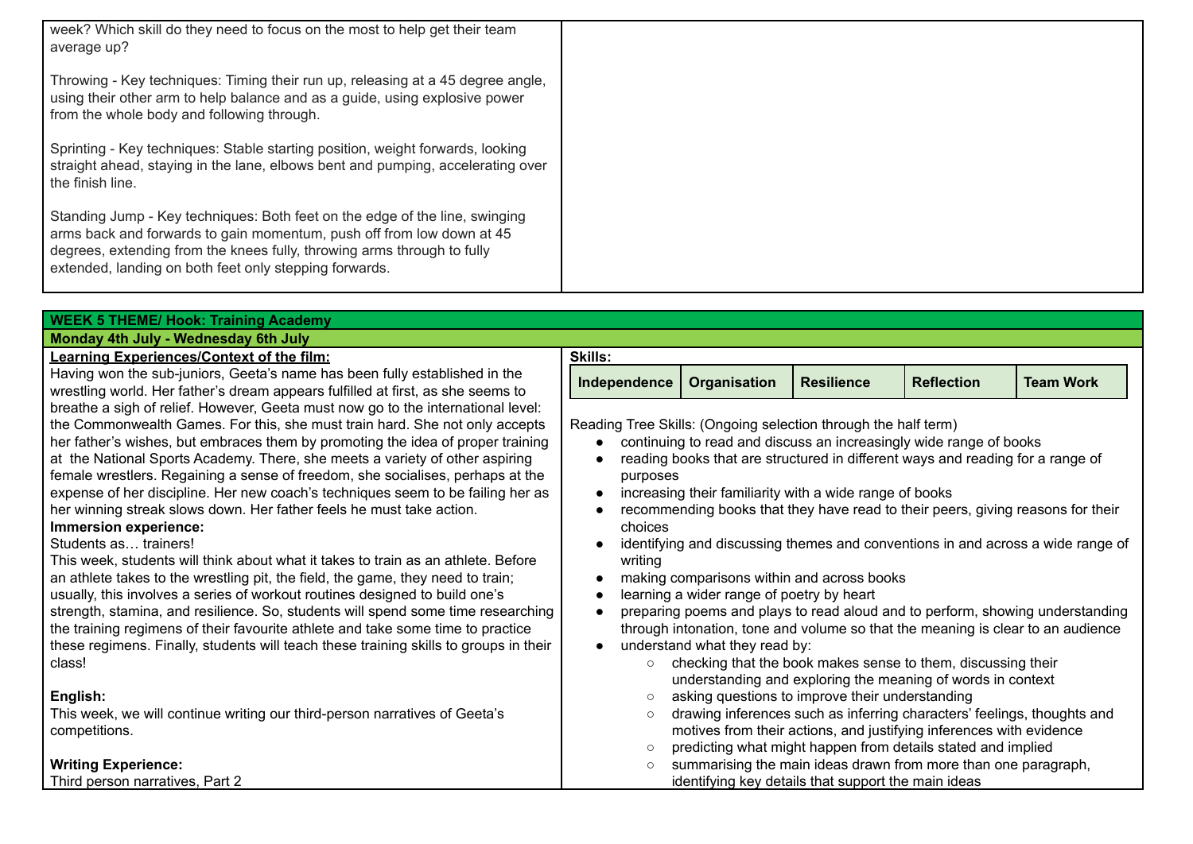week? Which skill do they need to focus on the most to help get their team average up?

Throwing - Key techniques: Timing their run up, releasing at a 45 degree angle, using their other arm to help balance and as a guide, using explosive power from the whole body and following through.

Sprinting - Key techniques: Stable starting position, weight forwards, looking straight ahead, staying in the lane, elbows bent and pumping, accelerating over the finish line.

Standing Jump - Key techniques: Both feet on the edge of the line, swinging arms back and forwards to gain momentum, push off from low down at 45 degrees, extending from the knees fully, throwing arms through to fully extended, landing on both feet only stepping forwards.

## WEEK 5 THEME/ Hook: Training Academy

### Monday 4th July - Wednesday 6th July

**Learning Experiences/Context of the film:**

Having won the sub-juniors, Geeta's name has been fully established in the wrestling world. Her father's dream appears fulfilled at first, as she seems to breathe a sigh of relief. However, Geeta must now go to the international level: the Commonwealth Games. For this, she must train hard. She not only accepts her father's wishes, but embraces them by promoting the idea of proper training at the National Sports Academy. There, she meets a variety of other aspiring female wrestlers. Regaining a sense of freedom, she socialises, perhaps at the expense of her discipline. Her new coach's techniques seem to be failing her as her winning streak slows down. Her father feels he must take action.

**Immersion experience:**

Students as… trainers!

This week, students will think about what it takes to train as an athlete. Before an athlete takes to the wrestling pit, the field, the game, they need to train; usually, this involves a series of workout routines designed to build one's strength, stamina, and resilience. So, students will spend some time researching the training regimens of their favourite athlete and take some time to practice these regimens. Finally, students will teach these training skills to groups in their class!

**English:**

This week, we will continue writing our third-person narratives of Geeta's competitions.

**Writing Experience:**

Third person narratives, Part 2

**Skills:**

| Independence | Organisation | Resilience | Reflection | Team Work |
|---|---|---|---|---|

Reading Tree Skills: (Ongoing selection through the half term)

- continuing to read and discuss an increasingly wide range of books
- reading books that are structured in different ways and reading for a range of purposes
- increasing their familiarity with a wide range of books
- recommending books that they have read to their peers, giving reasons for their choices
- identifying and discussing themes and conventions in and across a wide range of writing
- making comparisons within and across books
- learning a wider range of poetry by heart
- preparing poems and plays to read aloud and to perform, showing understanding through intonation, tone and volume so that the meaning is clear to an audience
- understand what they read by:
  - checking that the book makes sense to them, discussing their understanding and exploring the meaning of words in context
  - asking questions to improve their understanding
  - drawing inferences such as inferring characters' feelings, thoughts and motives from their actions, and justifying inferences with evidence
  - predicting what might happen from details stated and implied
  - summarising the main ideas drawn from more than one paragraph, identifying key details that support the main ideas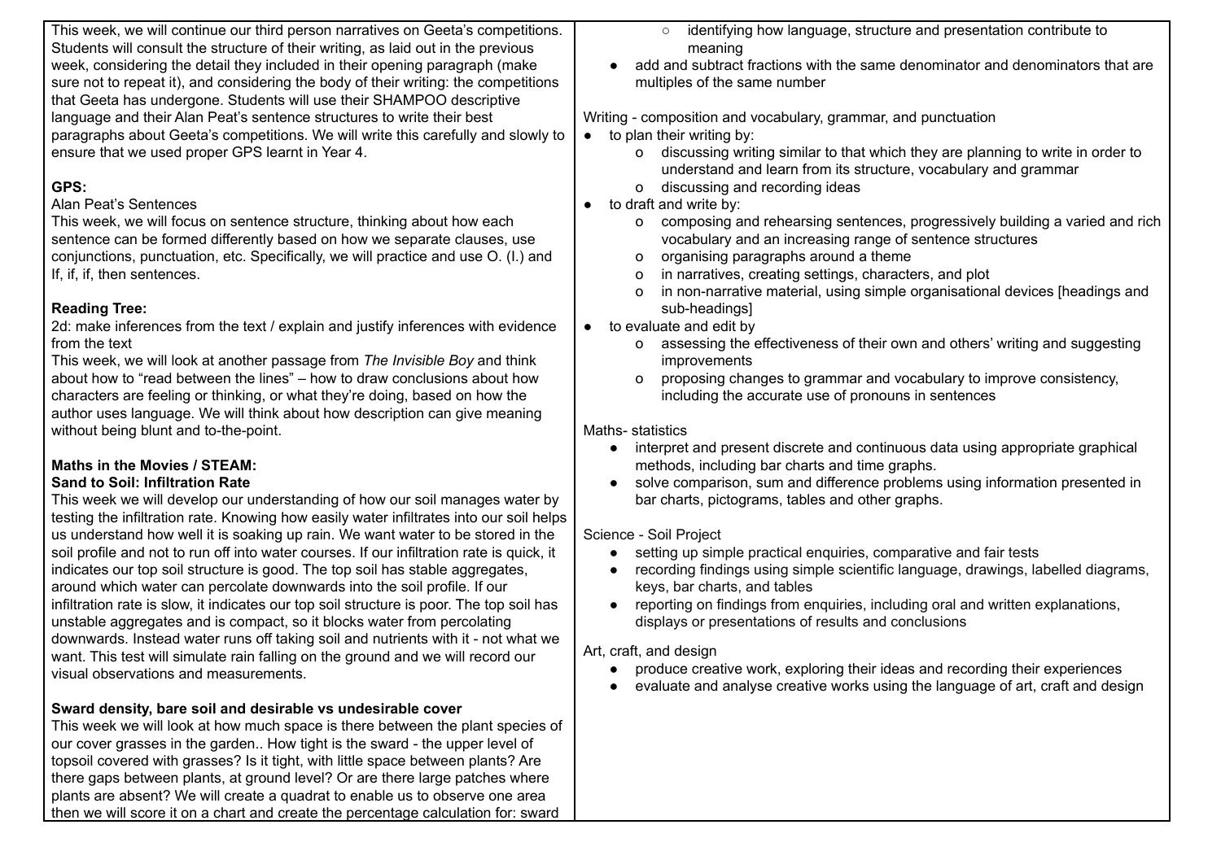This week, we will continue our third person narratives on Geeta's competitions. Students will consult the structure of their writing, as laid out in the previous week, considering the detail they included in their opening paragraph (make sure not to repeat it), and considering the body of their writing: the competitions that Geeta has undergone. Students will use their SHAMPOO descriptive language and their Alan Peat's sentence structures to write their best paragraphs about Geeta's competitions. We will write this carefully and slowly to ensure that we used proper GPS learnt in Year 4.

**GPS:**

Alan Peat's Sentences

This week, we will focus on sentence structure, thinking about how each sentence can be formed differently based on how we separate clauses, use conjunctions, punctuation, etc. Specifically, we will practice and use O. (I.) and If, if, if, then sentences.

**Reading Tree:**

2d: make inferences from the text / explain and justify inferences with evidence from the text

This week, we will look at another passage from *The Invisible Boy* and think about how to "read between the lines" – how to draw conclusions about how characters are feeling or thinking, or what they're doing, based on how the author uses language. We will think about how description can give meaning without being blunt and to-the-point.

**Maths in the Movies / STEAM:**

**Sand to Soil: Infiltration Rate**

This week we will develop our understanding of how our soil manages water by testing the infiltration rate. Knowing how easily water infiltrates into our soil helps us understand how well it is soaking up rain. We want water to be stored in the soil profile and not to run off into water courses. If our infiltration rate is quick, it indicates our top soil structure is good. The top soil has stable aggregates, around which water can percolate downwards into the soil profile. If our infiltration rate is slow, it indicates our top soil structure is poor. The top soil has unstable aggregates and is compact, so it blocks water from percolating downwards. Instead water runs off taking soil and nutrients with it - not what we want. This test will simulate rain falling on the ground and we will record our visual observations and measurements.

**Sward density, bare soil and desirable vs undesirable cover**

This week we will look at how much space is there between the plant species of our cover grasses in the garden.. How tight is the sward - the upper level of topsoil covered with grasses? Is it tight, with little space between plants? Are there gaps between plants, at ground level? Or are there large patches where plants are absent? We will create a quadrat to enable us to observe one area then we will score it on a chart and create the percentage calculation for: sward

- identifying how language, structure and presentation contribute to meaning
- add and subtract fractions with the same denominator and denominators that are multiples of the same number

Writing - composition and vocabulary, grammar, and punctuation

- to plan their writing by:
  - discussing writing similar to that which they are planning to write in order to understand and learn from its structure, vocabulary and grammar
  - discussing and recording ideas
- to draft and write by:
  - composing and rehearsing sentences, progressively building a varied and rich vocabulary and an increasing range of sentence structures
  - organising paragraphs around a theme
  - in narratives, creating settings, characters, and plot
  - in non-narrative material, using simple organisational devices [headings and sub-headings]
- to evaluate and edit by
  - assessing the effectiveness of their own and others' writing and suggesting improvements
  - proposing changes to grammar and vocabulary to improve consistency, including the accurate use of pronouns in sentences

Maths- statistics

- interpret and present discrete and continuous data using appropriate graphical methods, including bar charts and time graphs.
- solve comparison, sum and difference problems using information presented in bar charts, pictograms, tables and other graphs.

Science - Soil Project

- setting up simple practical enquiries, comparative and fair tests
- recording findings using simple scientific language, drawings, labelled diagrams, keys, bar charts, and tables
- reporting on findings from enquiries, including oral and written explanations, displays or presentations of results and conclusions

Art, craft, and design

- produce creative work, exploring their ideas and recording their experiences
- evaluate and analyse creative works using the language of art, craft and design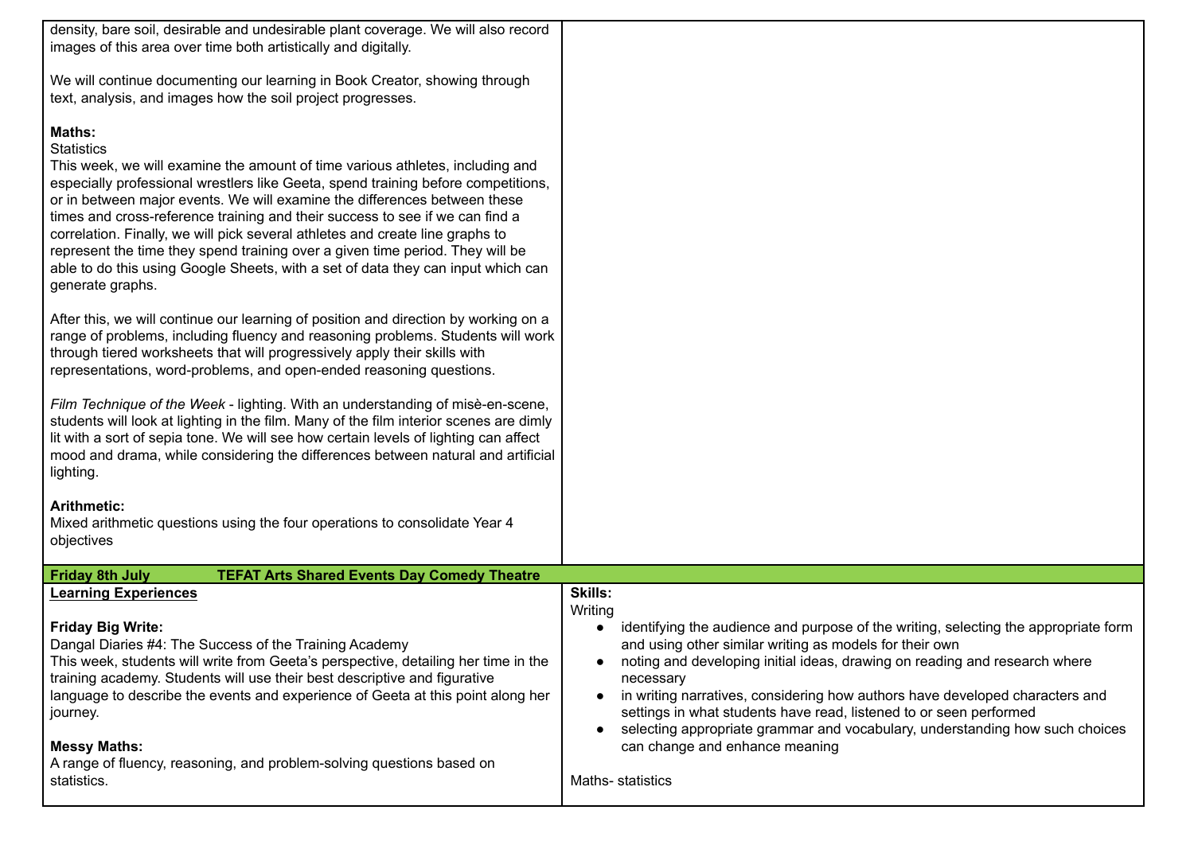| | |
|---|---|
| density, bare soil, desirable and undesirable plant coverage. We will also record images of this area over time both artistically and digitally.<br><br>We will continue documenting our learning in Book Creator, showing through text, analysis, and images how the soil project progresses.<br><br>**Maths:**<br>Statistics<br>This week, we will examine the amount of time various athletes, including and especially professional wrestlers like Geeta, spend training before competitions, or in between major events. We will examine the differences between these times and cross-reference training and their success to see if we can find a correlation. Finally, we will pick several athletes and create line graphs to represent the time they spend training over a given time period. They will be able to do this using Google Sheets, with a set of data they can input which can generate graphs.<br><br>After this, we will continue our learning of position and direction by working on a range of problems, including fluency and reasoning problems. Students will work through tiered worksheets that will progressively apply their skills with representations, word-problems, and open-ended reasoning questions.<br><br>*Film Technique of the Week* - lighting. With an understanding of misè-en-scene, students will look at lighting in the film. Many of the film interior scenes are dimly lit with a sort of sepia tone. We will see how certain levels of lighting can affect mood and drama, while considering the differences between natural and artificial lighting.<br><br>**Arithmetic:**<br>Mixed arithmetic questions using the four operations to consolidate Year 4 objectives | |
| **Friday 8th July** **TEFAT Arts Shared Events Day Comedy Theatre** | |
| **<u>Learning Experiences</u>**<br><br>**Friday Big Write:**<br>Dangal Diaries #4: The Success of the Training Academy<br>This week, students will write from Geeta's perspective, detailing her time in the training academy. Students will use their best descriptive and figurative language to describe the events and experience of Geeta at this point along her journey.<br><br>**Messy Maths:**<br>A range of fluency, reasoning, and problem-solving questions based on statistics. | **Skills:**<br>Writing<br>• identifying the audience and purpose of the writing, selecting the appropriate form and using other similar writing as models for their own<br>• noting and developing initial ideas, drawing on reading and research where necessary<br>• in writing narratives, considering how authors have developed characters and settings in what students have read, listened to or seen performed<br>• selecting appropriate grammar and vocabulary, understanding how such choices can change and enhance meaning<br><br>Maths- statistics |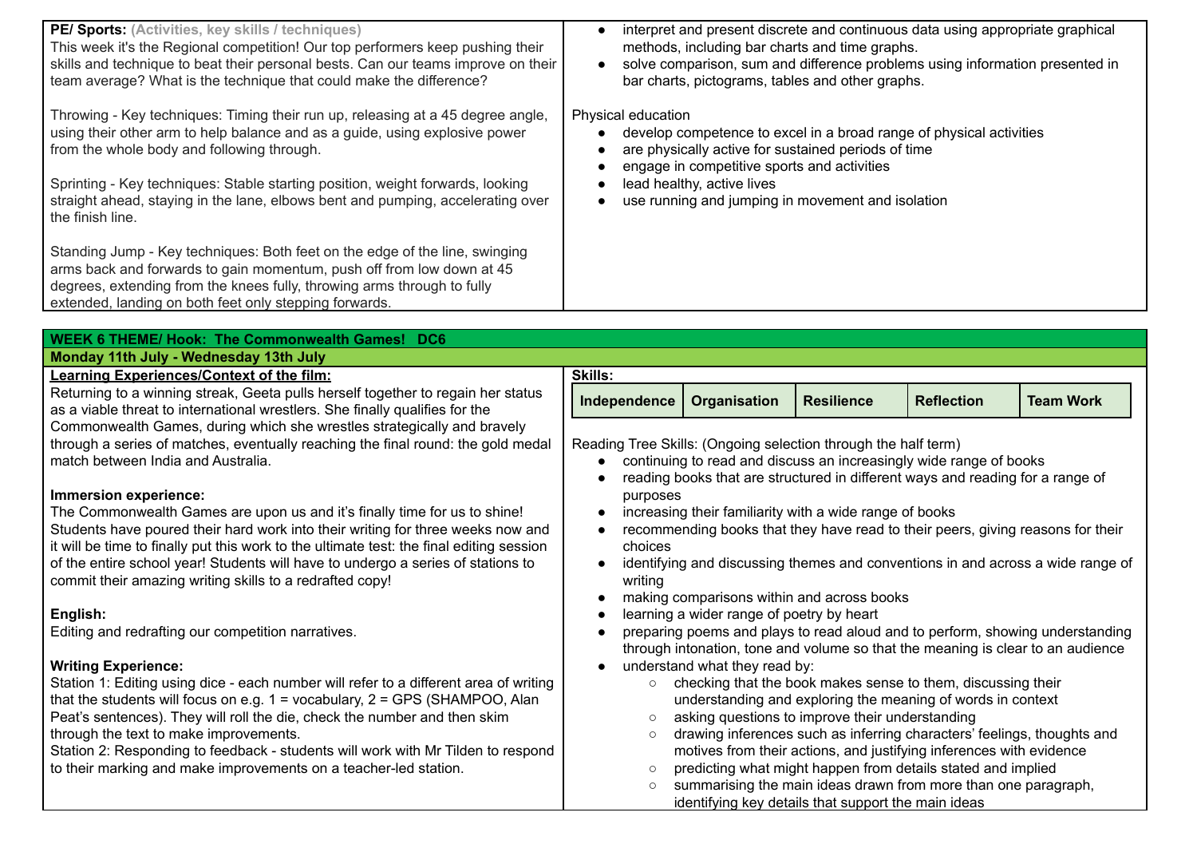**PE/ Sports:** (Activities, key skills / techniques)
This week it's the Regional competition! Our top performers keep pushing their skills and technique to beat their personal bests. Can our teams improve on their team average? What is the technique that could make the difference?

Throwing - Key techniques: Timing their run up, releasing at a 45 degree angle, using their other arm to help balance and as a guide, using explosive power from the whole body and following through.

Sprinting - Key techniques: Stable starting position, weight forwards, looking straight ahead, staying in the lane, elbows bent and pumping, accelerating over the finish line.

Standing Jump - Key techniques: Both feet on the edge of the line, swinging arms back and forwards to gain momentum, push off from low down at 45 degrees, extending from the knees fully, throwing arms through to fully extended, landing on both feet only stepping forwards.

- interpret and present discrete and continuous data using appropriate graphical methods, including bar charts and time graphs.
- solve comparison, sum and difference problems using information presented in bar charts, pictograms, tables and other graphs.

Physical education

- develop competence to excel in a broad range of physical activities
- are physically active for sustained periods of time
- engage in competitive sports and activities
- lead healthy, active lives
- use running and jumping in movement and isolation

## WEEK 6 THEME/ Hook: The Commonwealth Games! DC6

### Monday 11th July - Wednesday 13th July

**Learning Experiences/Context of the film:**
Returning to a winning streak, Geeta pulls herself together to regain her status as a viable threat to international wrestlers. She finally qualifies for the Commonwealth Games, during which she wrestles strategically and bravely through a series of matches, eventually reaching the final round: the gold medal match between India and Australia.

**Immersion experience:**
The Commonwealth Games are upon us and it's finally time for us to shine! Students have poured their hard work into their writing for three weeks now and it will be time to finally put this work to the ultimate test: the final editing session of the entire school year! Students will have to undergo a series of stations to commit their amazing writing skills to a redrafted copy!

**English:**
Editing and redrafting our competition narratives.

**Writing Experience:**
Station 1: Editing using dice - each number will refer to a different area of writing that the students will focus on e.g. 1 = vocabulary, 2 = GPS (SHAMPOO, Alan Peat's sentences). They will roll the die, check the number and then skim through the text to make improvements.
Station 2: Responding to feedback - students will work with Mr Tilden to respond to their marking and make improvements on a teacher-led station.

**Skills:**

| Independence | Organisation | Resilience | Reflection | Team Work |
|---|---|---|---|---|

Reading Tree Skills: (Ongoing selection through the half term)

- continuing to read and discuss an increasingly wide range of books
- reading books that are structured in different ways and reading for a range of purposes
- increasing their familiarity with a wide range of books
- recommending books that they have read to their peers, giving reasons for their choices
- identifying and discussing themes and conventions in and across a wide range of writing
- making comparisons within and across books
- learning a wider range of poetry by heart
- preparing poems and plays to read aloud and to perform, showing understanding through intonation, tone and volume so that the meaning is clear to an audience
- understand what they read by:
  - checking that the book makes sense to them, discussing their understanding and exploring the meaning of words in context
  - asking questions to improve their understanding
  - drawing inferences such as inferring characters' feelings, thoughts and motives from their actions, and justifying inferences with evidence
  - predicting what might happen from details stated and implied
  - summarising the main ideas drawn from more than one paragraph, identifying key details that support the main ideas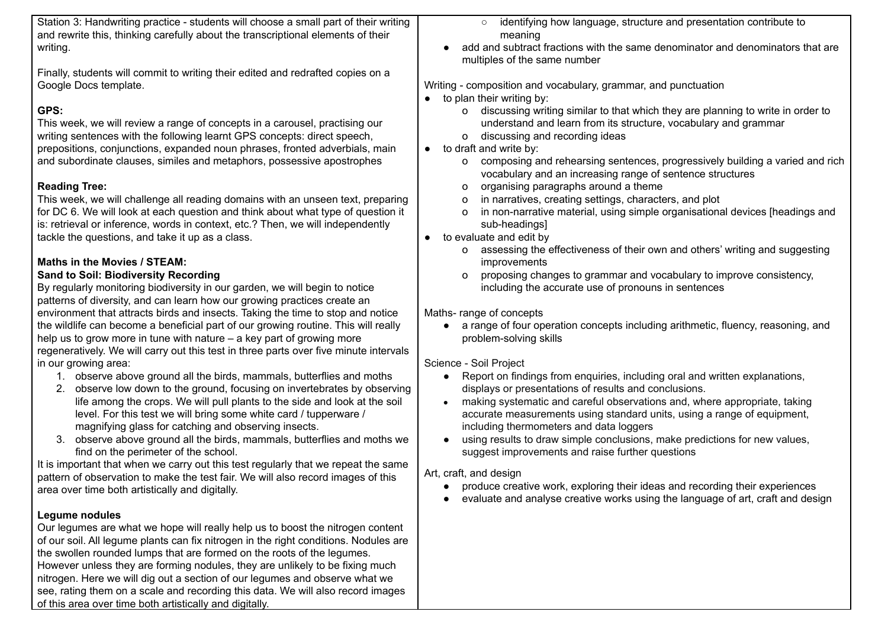Station 3: Handwriting practice - students will choose a small part of their writing and rewrite this, thinking carefully about the transcriptional elements of their writing.

Finally, students will commit to writing their edited and redrafted copies on a Google Docs template.

**GPS:**
This week, we will review a range of concepts in a carousel, practising our writing sentences with the following learnt GPS concepts: direct speech, prepositions, conjunctions, expanded noun phrases, fronted adverbials, main and subordinate clauses, similes and metaphors, possessive apostrophes

**Reading Tree:**
This week, we will challenge all reading domains with an unseen text, preparing for DC 6. We will look at each question and think about what type of question it is: retrieval or inference, words in context, etc.? Then, we will independently tackle the questions, and take it up as a class.

**Maths in the Movies / STEAM:**
**Sand to Soil: Biodiversity Recording**
By regularly monitoring biodiversity in our garden, we will begin to notice patterns of diversity, and can learn how our growing practices create an environment that attracts birds and insects. Taking the time to stop and notice the wildlife can become a beneficial part of our growing routine. This will really help us to grow more in tune with nature – a key part of growing more regeneratively. We will carry out this test in three parts over five minute intervals in our growing area:

1. observe above ground all the birds, mammals, butterflies and moths
2. observe low down to the ground, focusing on invertebrates by observing life among the crops. We will pull plants to the side and look at the soil level. For this test we will bring some white card / tupperware / magnifying glass for catching and observing insects.
3. observe above ground all the birds, mammals, butterflies and moths we find on the perimeter of the school.

It is important that when we carry out this test regularly that we repeat the same pattern of observation to make the test fair. We will also record images of this area over time both artistically and digitally.

**Legume nodules**
Our legumes are what we hope will really help us to boost the nitrogen content of our soil. All legume plants can fix nitrogen in the right conditions. Nodules are the swollen rounded lumps that are formed on the roots of the legumes. However unless they are forming nodules, they are unlikely to be fixing much nitrogen. Here we will dig out a section of our legumes and observe what we see, rating them on a scale and recording this data. We will also record images of this area over time both artistically and digitally.

- identifying how language, structure and presentation contribute to meaning
- add and subtract fractions with the same denominator and denominators that are multiples of the same number

Writing - composition and vocabulary, grammar, and punctuation

- to plan their writing by:
  - discussing writing similar to that which they are planning to write in order to understand and learn from its structure, vocabulary and grammar
  - discussing and recording ideas
- to draft and write by:
  - composing and rehearsing sentences, progressively building a varied and rich vocabulary and an increasing range of sentence structures
  - organising paragraphs around a theme
  - in narratives, creating settings, characters, and plot
  - in non-narrative material, using simple organisational devices [headings and sub-headings]
- to evaluate and edit by
  - assessing the effectiveness of their own and others' writing and suggesting improvements
  - proposing changes to grammar and vocabulary to improve consistency, including the accurate use of pronouns in sentences

Maths- range of concepts

- a range of four operation concepts including arithmetic, fluency, reasoning, and problem-solving skills

Science - Soil Project

- Report on findings from enquiries, including oral and written explanations, displays or presentations of results and conclusions.
- making systematic and careful observations and, where appropriate, taking accurate measurements using standard units, using a range of equipment, including thermometers and data loggers
- using results to draw simple conclusions, make predictions for new values, suggest improvements and raise further questions

Art, craft, and design

- produce creative work, exploring their ideas and recording their experiences
- evaluate and analyse creative works using the language of art, craft and design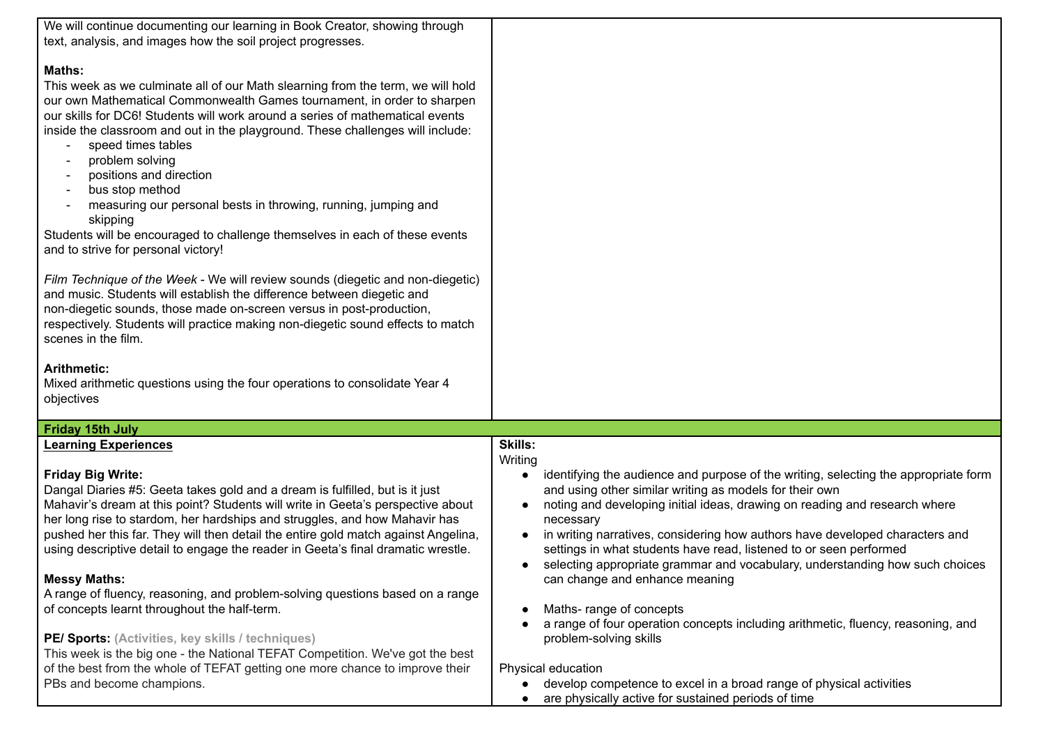| | |
|---|---|
| We will continue documenting our learning in Book Creator, showing through text, analysis, and images how the soil project progresses.<br><br>**Maths:**<br>This week as we culminate all of our Math slearning from the term, we will hold our own Mathematical Commonwealth Games tournament, in order to sharpen our skills for DC6! Students will work around a series of mathematical events inside the classroom and out in the playground. These challenges will include:<br>- speed times tables<br>- problem solving<br>- positions and direction<br>- bus stop method<br>- measuring our personal bests in throwing, running, jumping and skipping<br><br>Students will be encouraged to challenge themselves in each of these events and to strive for personal victory!<br><br>*Film Technique of the Week* - We will review sounds (diegetic and non-diegetic) and music. Students will establish the difference between diegetic and non-diegetic sounds, those made on-screen versus in post-production, respectively. Students will practice making non-diegetic sound effects to match scenes in the film.<br><br>**Arithmetic:**<br>Mixed arithmetic questions using the four operations to consolidate Year 4 objectives | |
| **Friday 15th July** | |
| **Learning Experiences**<br><br>**Friday Big Write:**<br>Dangal Diaries #5: Geeta takes gold and a dream is fulfilled, but is it just Mahavir's dream at this point? Students will write in Geeta's perspective about her long rise to stardom, her hardships and struggles, and how Mahavir has pushed her this far. They will then detail the entire gold match against Angelina, using descriptive detail to engage the reader in Geeta's final dramatic wrestle.<br><br>**Messy Maths:**<br>A range of fluency, reasoning, and problem-solving questions based on a range of concepts learnt throughout the half-term.<br><br>**PE/ Sports:** **(Activities, key skills / techniques)**<br>This week is the big one - the National TEFAT Competition. We've got the best of the best from the whole of TEFAT getting one more chance to improve their PBs and become champions. | **Skills:**<br>Writing<br>- identifying the audience and purpose of the writing, selecting the appropriate form and using other similar writing as models for their own<br>- noting and developing initial ideas, drawing on reading and research where necessary<br>- in writing narratives, considering how authors have developed characters and settings in what students have read, listened to or seen performed<br>- selecting appropriate grammar and vocabulary, understanding how such choices can change and enhance meaning<br><br>- Maths- range of concepts<br>- a range of four operation concepts including arithmetic, fluency, reasoning, and problem-solving skills<br><br>Physical education<br>- develop competence to excel in a broad range of physical activities<br>- are physically active for sustained periods of time |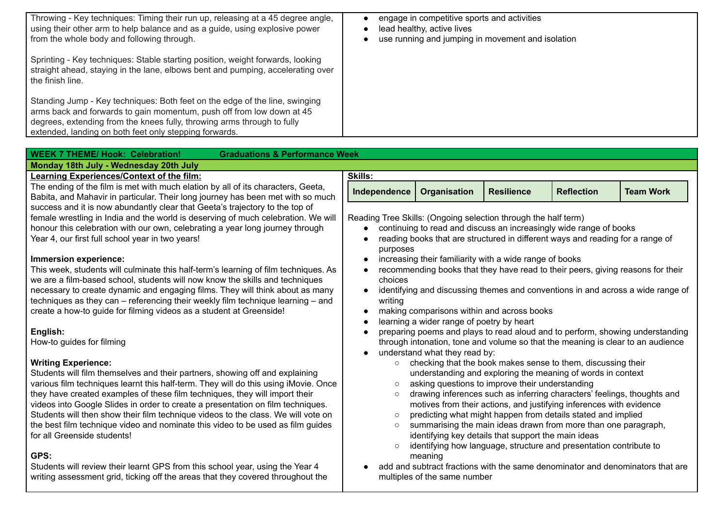Throwing - Key techniques: Timing their run up, releasing at a 45 degree angle, using their other arm to help balance and as a guide, using explosive power from the whole body and following through.

Sprinting - Key techniques: Stable starting position, weight forwards, looking straight ahead, staying in the lane, elbows bent and pumping, accelerating over the finish line.

Standing Jump - Key techniques: Both feet on the edge of the line, swinging arms back and forwards to gain momentum, push off from low down at 45 degrees, extending from the knees fully, throwing arms through to fully extended, landing on both feet only stepping forwards.

- engage in competitive sports and activities
- lead healthy, active lives
- use running and jumping in movement and isolation

## WEEK 7 THEME/ Hook: Celebration! Graduations & Performance Week

**Monday 18th July - Wednesday 20th July**

**Learning Experiences/Context of the film:**

The ending of the film is met with much elation by all of its characters, Geeta, Babita, and Mahavir in particular. Their long journey has been met with so much success and it is now abundantly clear that Geeta's trajectory to the top of female wrestling in India and the world is deserving of much celebration. We will honour this celebration with our own, celebrating a year long journey through Year 4, our first full school year in two years!

**Immersion experience:**

This week, students will culminate this half-term's learning of film techniques. As we are a film-based school, students will now know the skills and techniques necessary to create dynamic and engaging films. They will think about as many techniques as they can – referencing their weekly film technique learning – and create a how-to guide for filming videos as a student at Greenside!

**English:**

How-to guides for filming

**Writing Experience:**

Students will film themselves and their partners, showing off and explaining various film techniques learnt this half-term. They will do this using iMovie. Once they have created examples of these film techniques, they will import their videos into Google Slides in order to create a presentation on film techniques. Students will then show their film technique videos to the class. We will vote on the best film technique video and nominate this video to be used as film guides for all Greenside students!

**GPS:**

Students will review their learnt GPS from this school year, using the Year 4 writing assessment grid, ticking off the areas that they covered throughout the

**Skills:**

| Independence | Organisation | Resilience | Reflection | Team Work |
|---|---|---|---|---|

Reading Tree Skills: (Ongoing selection through the half term)

- continuing to read and discuss an increasingly wide range of books
- reading books that are structured in different ways and reading for a range of purposes
- increasing their familiarity with a wide range of books
- recommending books that they have read to their peers, giving reasons for their choices
- identifying and discussing themes and conventions in and across a wide range of writing
- making comparisons within and across books
- learning a wider range of poetry by heart
- preparing poems and plays to read aloud and to perform, showing understanding through intonation, tone and volume so that the meaning is clear to an audience
- understand what they read by:
  - checking that the book makes sense to them, discussing their understanding and exploring the meaning of words in context
  - asking questions to improve their understanding
  - drawing inferences such as inferring characters' feelings, thoughts and motives from their actions, and justifying inferences with evidence
  - predicting what might happen from details stated and implied
  - summarising the main ideas drawn from more than one paragraph, identifying key details that support the main ideas
  - identifying how language, structure and presentation contribute to meaning
- add and subtract fractions with the same denominator and denominators that are multiples of the same number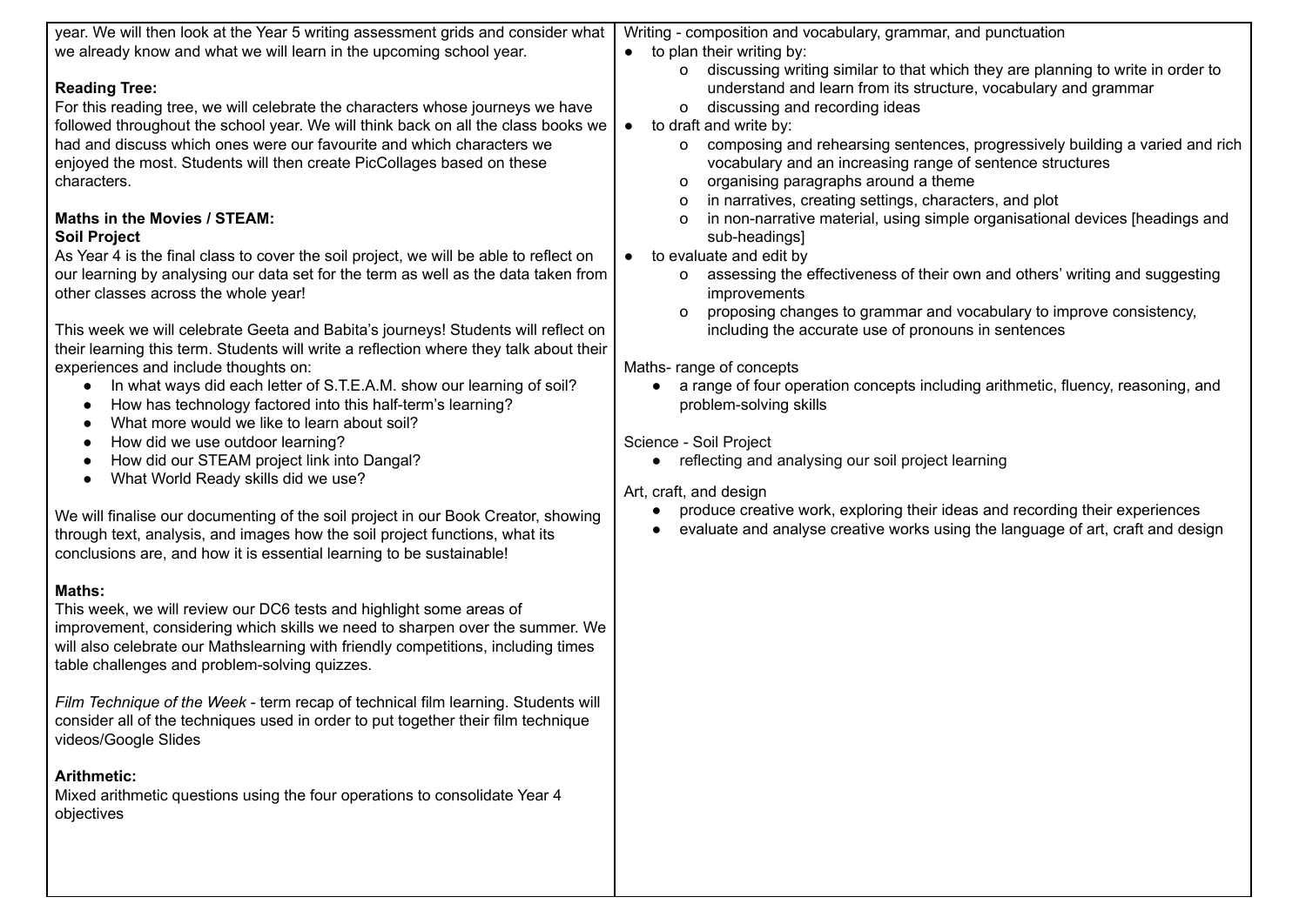| | |
|---|---|
| year. We will then look at the Year 5 writing assessment grids and consider what we already know and what we will learn in the upcoming school year.<br><br>**Reading Tree:**<br>For this reading tree, we will celebrate the characters whose journeys we have followed throughout the school year. We will think back on all the class books we had and discuss which ones were our favourite and which characters we enjoyed the most. Students will then create PicCollages based on these characters.<br><br>**Maths in the Movies / STEAM:**<br>**Soil Project**<br>As Year 4 is the final class to cover the soil project, we will be able to reflect on our learning by analysing our data set for the term as well as the data taken from other classes across the whole year!<br><br>This week we will celebrate Geeta and Babita's journeys! Students will reflect on their learning this term. Students will write a reflection where they talk about their experiences and include thoughts on:<br>● In what ways did each letter of S.T.E.A.M. show our learning of soil?<br>● How has technology factored into this half-term's learning?<br>● What more would we like to learn about soil?<br>● How did we use outdoor learning?<br>● How did our STEAM project link into Dangal?<br>● What World Ready skills did we use?<br><br>We will finalise our documenting of the soil project in our Book Creator, showing through text, analysis, and images how the soil project functions, what its conclusions are, and how it is essential learning to be sustainable!<br><br>**Maths:**<br>This week, we will review our DC6 tests and highlight some areas of improvement, considering which skills we need to sharpen over the summer. We will also celebrate our Mathslearning with friendly competitions, including times table challenges and problem-solving quizzes.<br><br>*Film Technique of the Week* - term recap of technical film learning. Students will consider all of the techniques used in order to put together their film technique videos/Google Slides<br><br>**Arithmetic:**<br>Mixed arithmetic questions using the four operations to consolidate Year 4 objectives | Writing - composition and vocabulary, grammar, and punctuation<br>● to plan their writing by:<br>o discussing writing similar to that which they are planning to write in order to understand and learn from its structure, vocabulary and grammar<br>o discussing and recording ideas<br>● to draft and write by:<br>o composing and rehearsing sentences, progressively building a varied and rich vocabulary and an increasing range of sentence structures<br>o organising paragraphs around a theme<br>o in narratives, creating settings, characters, and plot<br>o in non-narrative material, using simple organisational devices [headings and sub-headings]<br>● to evaluate and edit by<br>o assessing the effectiveness of their own and others' writing and suggesting improvements<br>o proposing changes to grammar and vocabulary to improve consistency, including the accurate use of pronouns in sentences<br><br>Maths- range of concepts<br>● a range of four operation concepts including arithmetic, fluency, reasoning, and problem-solving skills<br><br>Science - Soil Project<br>● reflecting and analysing our soil project learning<br><br>Art, craft, and design<br>● produce creative work, exploring their ideas and recording their experiences<br>● evaluate and analyse creative works using the language of art, craft and design |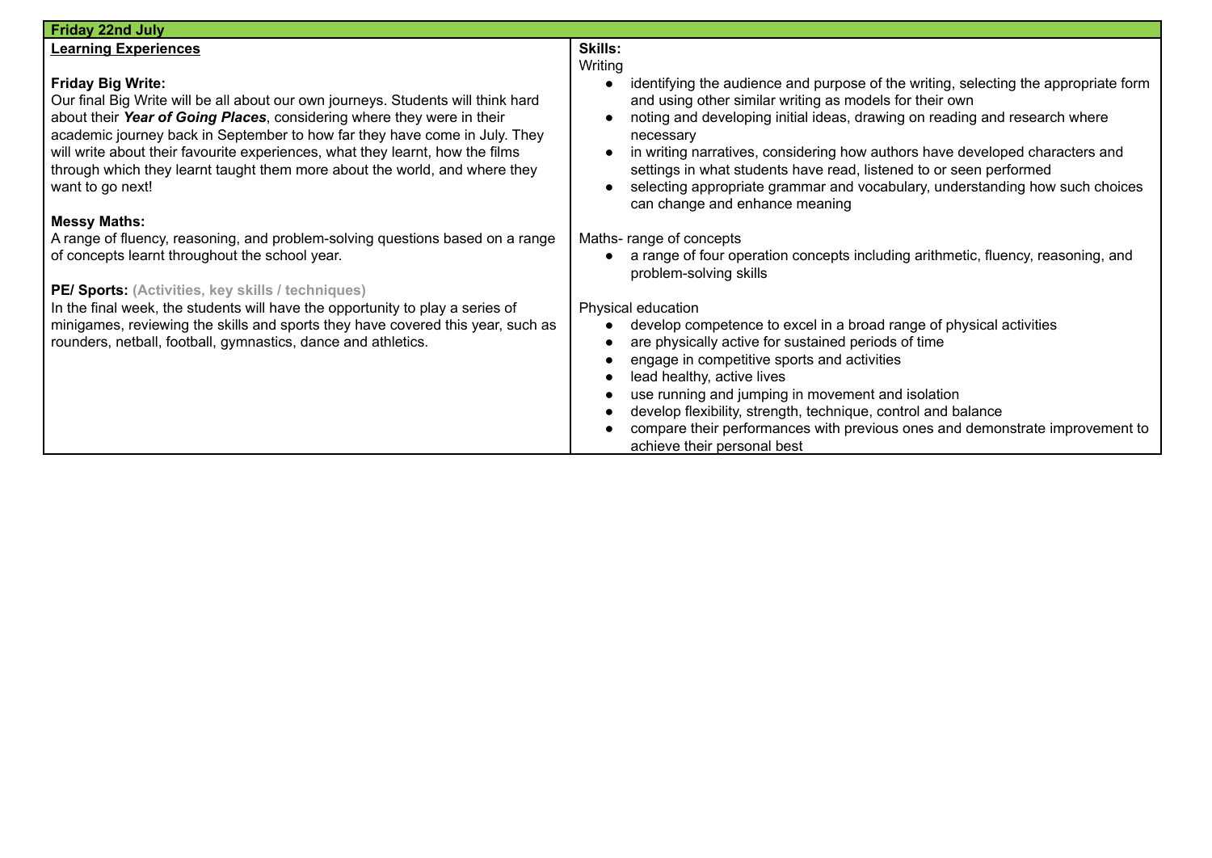| Friday 22nd July | |
|---|---|
| **Learning Experiences**<br><br>**Friday Big Write:**<br>Our final Big Write will be all about our own journeys. Students will think hard about their ***Year of Going Places***, considering where they were in their academic journey back in September to how far they have come in July. They will write about their favourite experiences, what they learnt, how the films through which they learnt taught them more about the world, and where they want to go next!<br><br>**Messy Maths:**<br>A range of fluency, reasoning, and problem-solving questions based on a range of concepts learnt throughout the school year.<br><br>**PE/ Sports:** **(Activities, key skills / techniques)**<br>In the final week, the students will have the opportunity to play a series of minigames, reviewing the skills and sports they have covered this year, such as rounders, netball, football, gymnastics, dance and athletics. | **Skills:**<br>Writing<br>• identifying the audience and purpose of the writing, selecting the appropriate form and using other similar writing as models for their own<br>• noting and developing initial ideas, drawing on reading and research where necessary<br>• in writing narratives, considering how authors have developed characters and settings in what students have read, listened to or seen performed<br>• selecting appropriate grammar and vocabulary, understanding how such choices can change and enhance meaning<br><br>Maths- range of concepts<br>• a range of four operation concepts including arithmetic, fluency, reasoning, and problem-solving skills<br><br>Physical education<br>• develop competence to excel in a broad range of physical activities<br>• are physically active for sustained periods of time<br>• engage in competitive sports and activities<br>• lead healthy, active lives<br>• use running and jumping in movement and isolation<br>• develop flexibility, strength, technique, control and balance<br>• compare their performances with previous ones and demonstrate improvement to achieve their personal best |